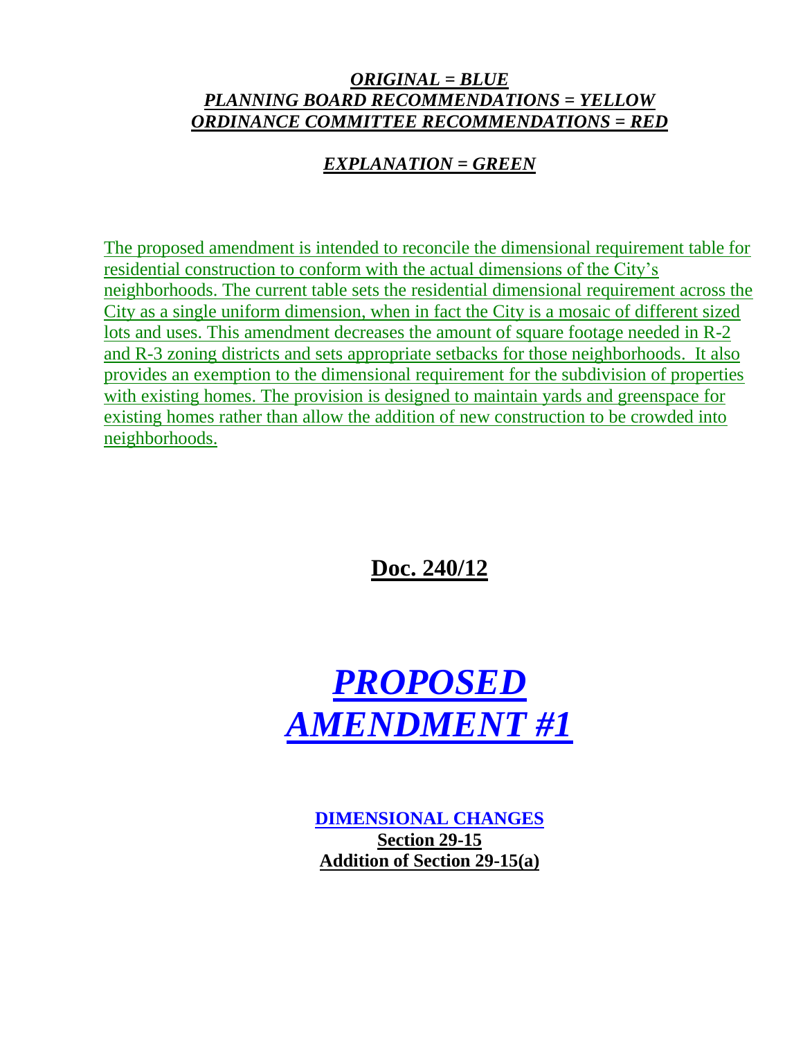***ORIGINAL = BLUE***
***PLANNING BOARD RECOMMENDATIONS = YELLOW***
***ORDINANCE COMMITTEE RECOMMENDATIONS = RED***

***EXPLANATION = GREEN***

The proposed amendment is intended to reconcile the dimensional requirement table for residential construction to conform with the actual dimensions of the City's neighborhoods. The current table sets the residential dimensional requirement across the City as a single uniform dimension, when in fact the City is a mosaic of different sized lots and uses. This amendment decreases the amount of square footage needed in R-2 and R-3 zoning districts and sets appropriate setbacks for those neighborhoods. It also provides an exemption to the dimensional requirement for the subdivision of properties with existing homes. The provision is designed to maintain yards and greenspace for existing homes rather than allow the addition of new construction to be crowded into neighborhoods.

# **Doc. 240/12**

# ***PROPOSED AMENDMENT #1***

**DIMENSIONAL CHANGES**
**Section 29-15**
**Addition of Section 29-15(a)**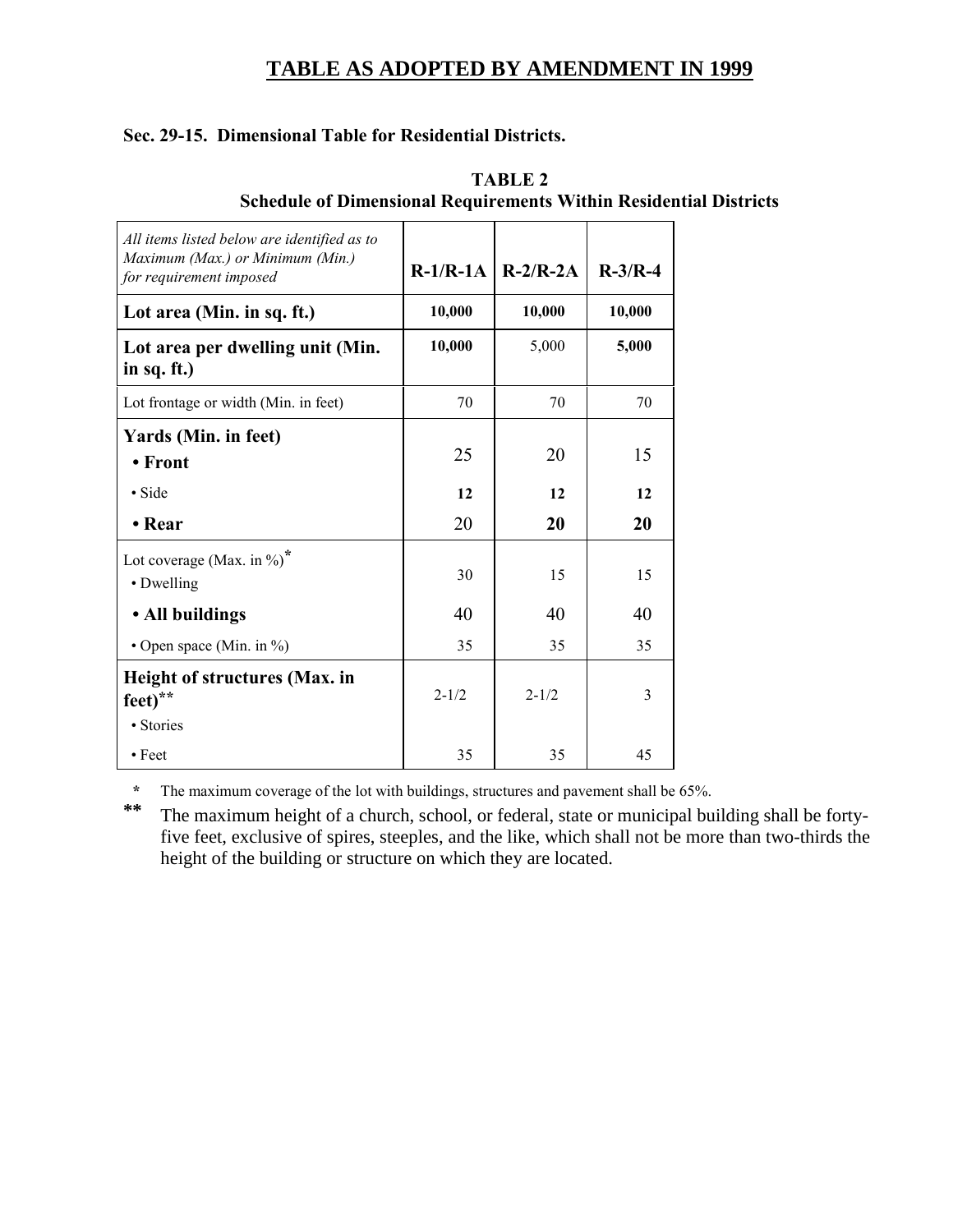# TABLE AS ADOPTED BY AMENDMENT IN 1999

**Sec. 29-15. Dimensional Table for Residential Districts.**

**TABLE 2**
**Schedule of Dimensional Requirements Within Residential Districts**

| *All items listed below are identified as to Maximum (Max.) or Minimum (Min.) for requirement imposed* | R-1/R-1A | R-2/R-2A | R-3/R-4 |
|---|---|---|---|
| **Lot area (Min. in sq. ft.)** | **10,000** | **10,000** | **10,000** |
| **Lot area per dwelling unit (Min. in sq. ft.)** | **10,000** | 5,000 | **5,000** |
| Lot frontage or width (Min. in feet) | 70 | 70 | 70 |
| **Yards (Min. in feet)** | | | |
| **• Front** | 25 | 20 | 15 |
| • Side | **12** | **12** | **12** |
| **• Rear** | 20 | **20** | **20** |
| Lot coverage (Max. in %)* | | | |
| • Dwelling | 30 | 15 | 15 |
| **• All buildings** | 40 | 40 | 40 |
| • Open space (Min. in %) | 35 | 35 | 35 |
| **Height of structures (Max. in feet)**** | | | |
| • Stories | 2-1/2 | 2-1/2 | 3 |
| • Feet | 35 | 35 | 45 |

\* The maximum coverage of the lot with buildings, structures and pavement shall be 65%.

\*\* The maximum height of a church, school, or federal, state or municipal building shall be forty-five feet, exclusive of spires, steeples, and the like, which shall not be more than two-thirds the height of the building or structure on which they are located.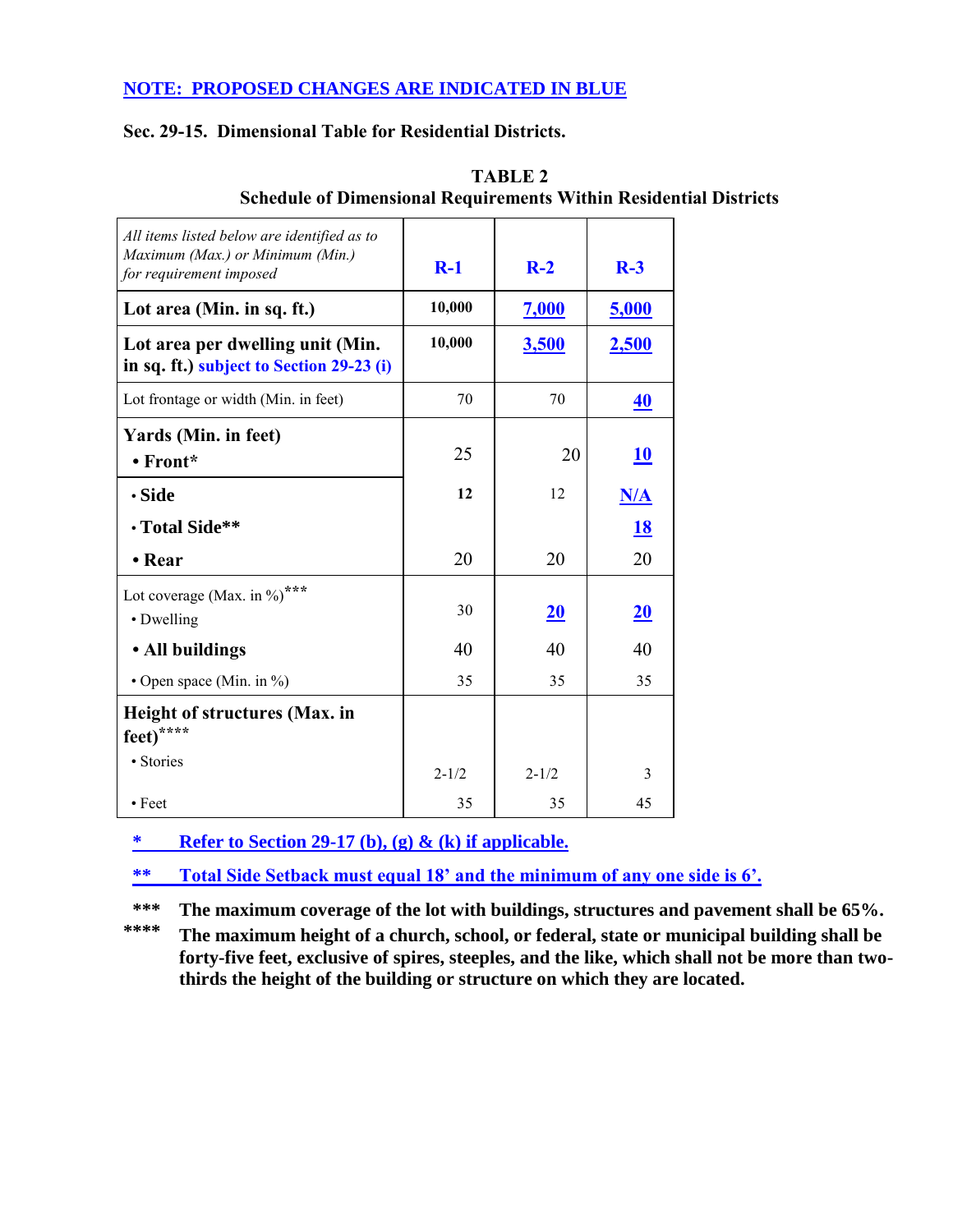**NOTE: PROPOSED CHANGES ARE INDICATED IN BLUE**

**Sec. 29-15. Dimensional Table for Residential Districts.**

**TABLE 2**
**Schedule of Dimensional Requirements Within Residential Districts**

| *All items listed below are identified as to Maximum (Max.) or Minimum (Min.) for requirement imposed* | **R-1** | **R-2** | **R-3** |
|---|---|---|---|
| **Lot area (Min. in sq. ft.)** | **10,000** | **7,000** | **5,000** |
| **Lot area per dwelling unit (Min. in sq. ft.) subject to Section 29-23 (i)** | **10,000** | **3,500** | **2,500** |
| Lot frontage or width (Min. in feet) | 70 | 70 | **40** |
| **Yards (Min. in feet)** | | | |
| **• Front*** | 25 | 20 | **10** |
| **· Side** | **12** | 12 | **N/A** |
| **· Total Side**** | | | **18** |
| **• Rear** | 20 | 20 | 20 |
| Lot coverage (Max. in %)*** | | | |
| • Dwelling | 30 | **20** | **20** |
| **• All buildings** | 40 | 40 | 40 |
| • Open space (Min. in %) | 35 | 35 | 35 |
| **Height of structures (Max. in feet)****** | | | |
| • Stories | 2-1/2 | 2-1/2 | 3 |
| • Feet | 35 | 35 | 45 |

**\* Refer to Section 29-17 (b), (g) & (k) if applicable.**

**\*\* Total Side Setback must equal 18' and the minimum of any one side is 6'.**

**\*\*\* The maximum coverage of the lot with buildings, structures and pavement shall be 65%.**

**\*\*\*\* The maximum height of a church, school, or federal, state or municipal building shall be forty-five feet, exclusive of spires, steeples, and the like, which shall not be more than two-thirds the height of the building or structure on which they are located.**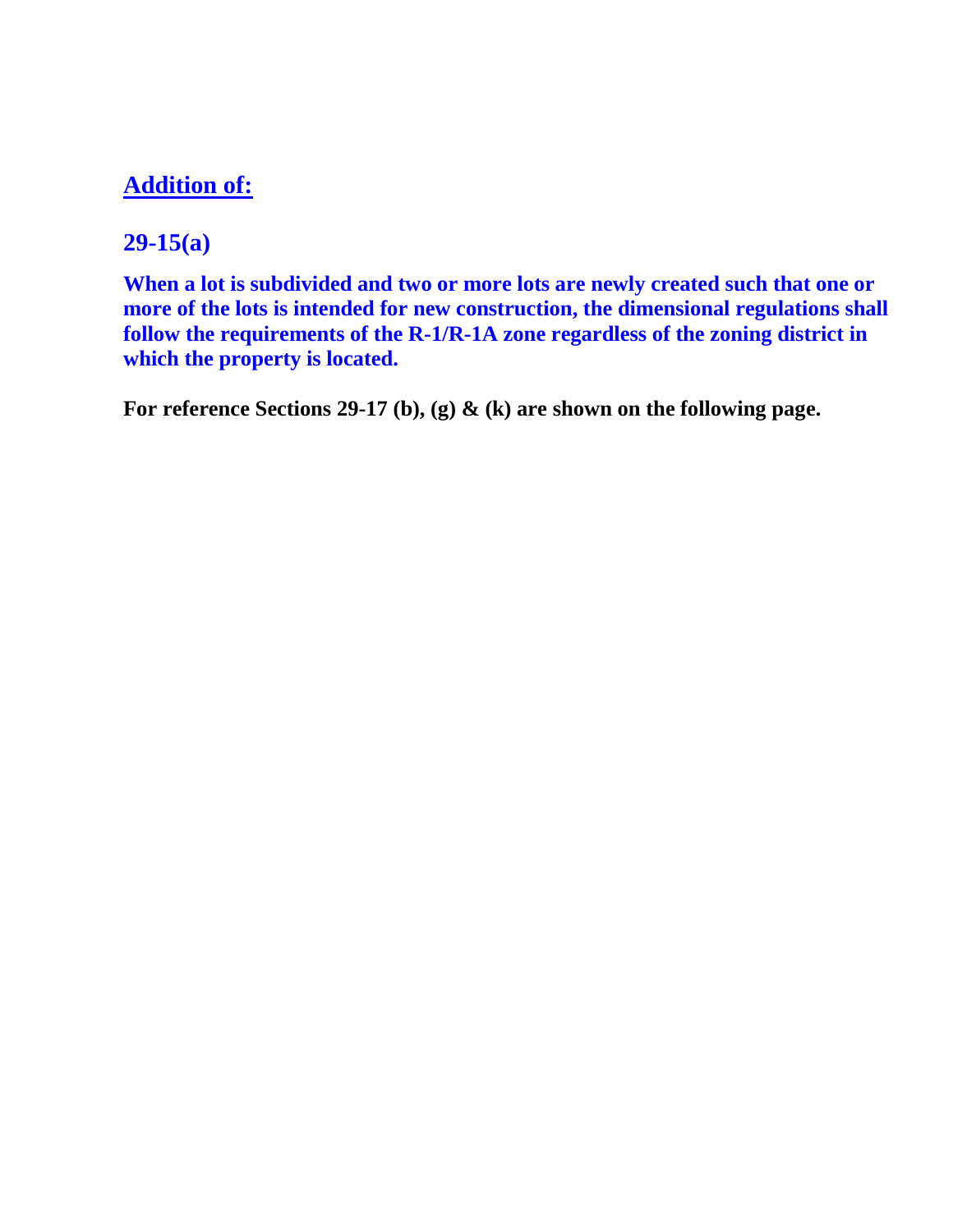## **Addition of:**

### 29-15(a)

**When a lot is subdivided and two or more lots are newly created such that one or more of the lots is intended for new construction, the dimensional regulations shall follow the requirements of the R-1/R-1A zone regardless of the zoning district in which the property is located.**

**For reference Sections 29-17 (b), (g) & (k) are shown on the following page.**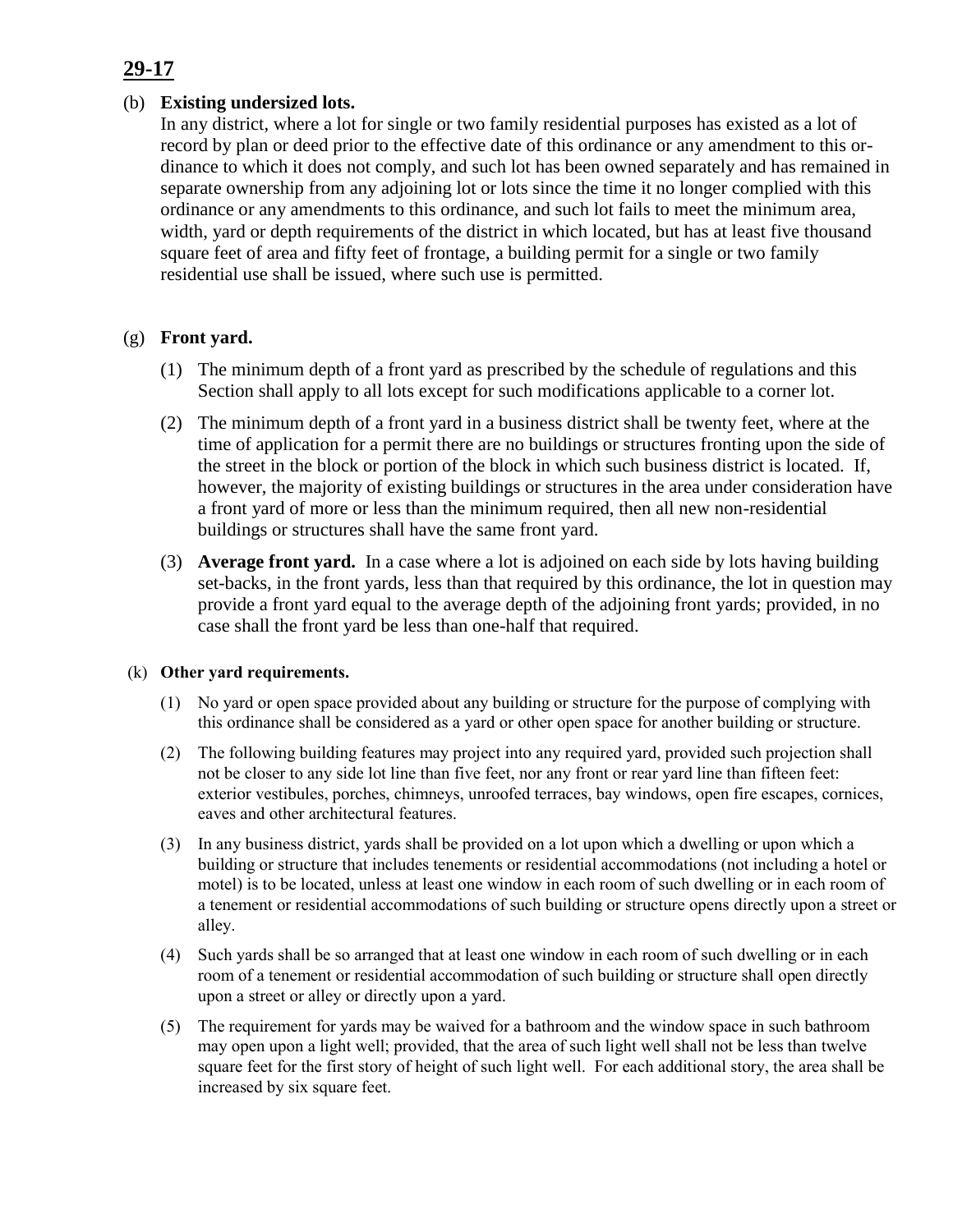## 29-17

(b) **Existing undersized lots.**

In any district, where a lot for single or two family residential purposes has existed as a lot of record by plan or deed prior to the effective date of this ordinance or any amendment to this ordinance to which it does not comply, and such lot has been owned separately and has remained in separate ownership from any adjoining lot or lots since the time it no longer complied with this ordinance or any amendments to this ordinance, and such lot fails to meet the minimum area, width, yard or depth requirements of the district in which located, but has at least five thousand square feet of area and fifty feet of frontage, a building permit for a single or two family residential use shall be issued, where such use is permitted.

(g) **Front yard.**

(1) The minimum depth of a front yard as prescribed by the schedule of regulations and this Section shall apply to all lots except for such modifications applicable to a corner lot.

(2) The minimum depth of a front yard in a business district shall be twenty feet, where at the time of application for a permit there are no buildings or structures fronting upon the side of the street in the block or portion of the block in which such business district is located. If, however, the majority of existing buildings or structures in the area under consideration have a front yard of more or less than the minimum required, then all new non-residential buildings or structures shall have the same front yard.

(3) **Average front yard.** In a case where a lot is adjoined on each side by lots having building set-backs, in the front yards, less than that required by this ordinance, the lot in question may provide a front yard equal to the average depth of the adjoining front yards; provided, in no case shall the front yard be less than one-half that required.

(k) **Other yard requirements.**

(1) No yard or open space provided about any building or structure for the purpose of complying with this ordinance shall be considered as a yard or other open space for another building or structure.

(2) The following building features may project into any required yard, provided such projection shall not be closer to any side lot line than five feet, nor any front or rear yard line than fifteen feet: exterior vestibules, porches, chimneys, unroofed terraces, bay windows, open fire escapes, cornices, eaves and other architectural features.

(3) In any business district, yards shall be provided on a lot upon which a dwelling or upon which a building or structure that includes tenements or residential accommodations (not including a hotel or motel) is to be located, unless at least one window in each room of such dwelling or in each room of a tenement or residential accommodations of such building or structure opens directly upon a street or alley.

(4) Such yards shall be so arranged that at least one window in each room of such dwelling or in each room of a tenement or residential accommodation of such building or structure shall open directly upon a street or alley or directly upon a yard.

(5) The requirement for yards may be waived for a bathroom and the window space in such bathroom may open upon a light well; provided, that the area of such light well shall not be less than twelve square feet for the first story of height of such light well. For each additional story, the area shall be increased by six square feet.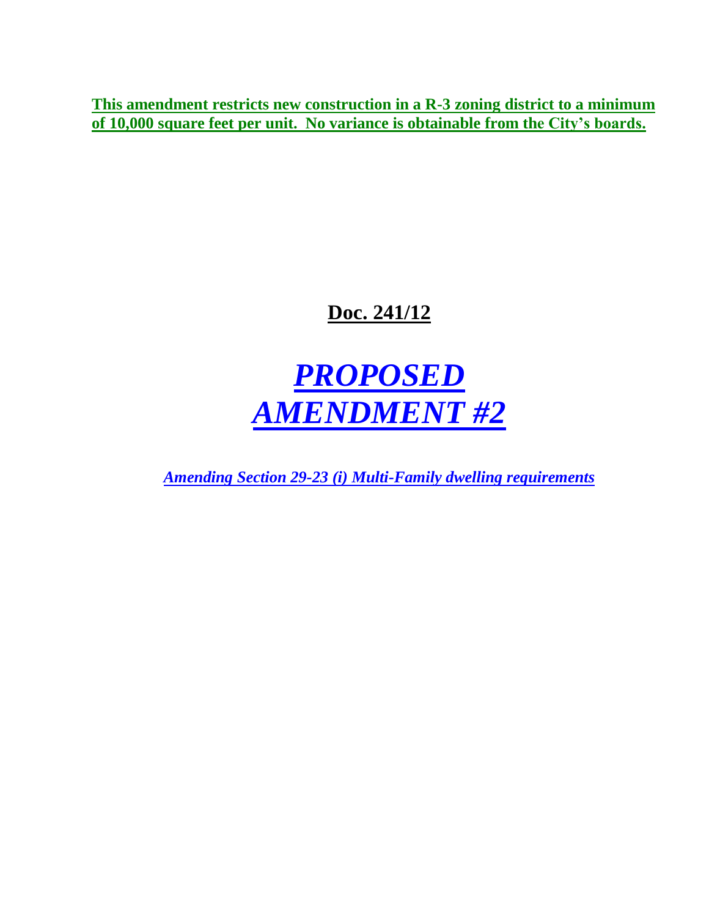**This amendment restricts new construction in a R-3 zoning district to a minimum of 10,000 square feet per unit. No variance is obtainable from the City's boards.**

**Doc. 241/12**

# ***PROPOSED AMENDMENT #2***

***Amending Section 29-23 (i) Multi-Family dwelling requirements***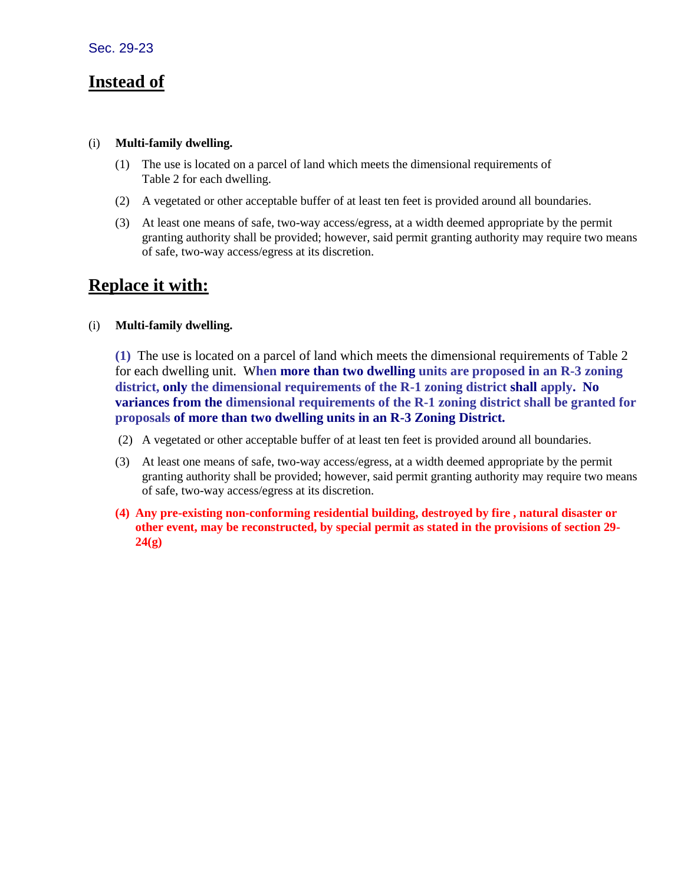Sec. 29-23

## Instead of

(i) **Multi-family dwelling.**

(1) The use is located on a parcel of land which meets the dimensional requirements of Table 2 for each dwelling.

(2) A vegetated or other acceptable buffer of at least ten feet is provided around all boundaries.

(3) At least one means of safe, two-way access/egress, at a width deemed appropriate by the permit granting authority shall be provided; however, said permit granting authority may require two means of safe, two-way access/egress at its discretion.

## Replace it with:

(i) **Multi-family dwelling.**

**(1)** The use is located on a parcel of land which meets the dimensional requirements of Table 2 for each dwelling unit. **When more than two dwelling units are proposed in an R-3 zoning district, only the dimensional requirements of the R-1 zoning district shall apply. No variances from the dimensional requirements of the R-1 zoning district shall be granted for proposals of more than two dwelling units in an R-3 Zoning District.**

(2) A vegetated or other acceptable buffer of at least ten feet is provided around all boundaries.

(3) At least one means of safe, two-way access/egress, at a width deemed appropriate by the permit granting authority shall be provided; however, said permit granting authority may require two means of safe, two-way access/egress at its discretion.

**(4) Any pre-existing non-conforming residential building, destroyed by fire , natural disaster or other event, may be reconstructed, by special permit as stated in the provisions of section 29-24(g)**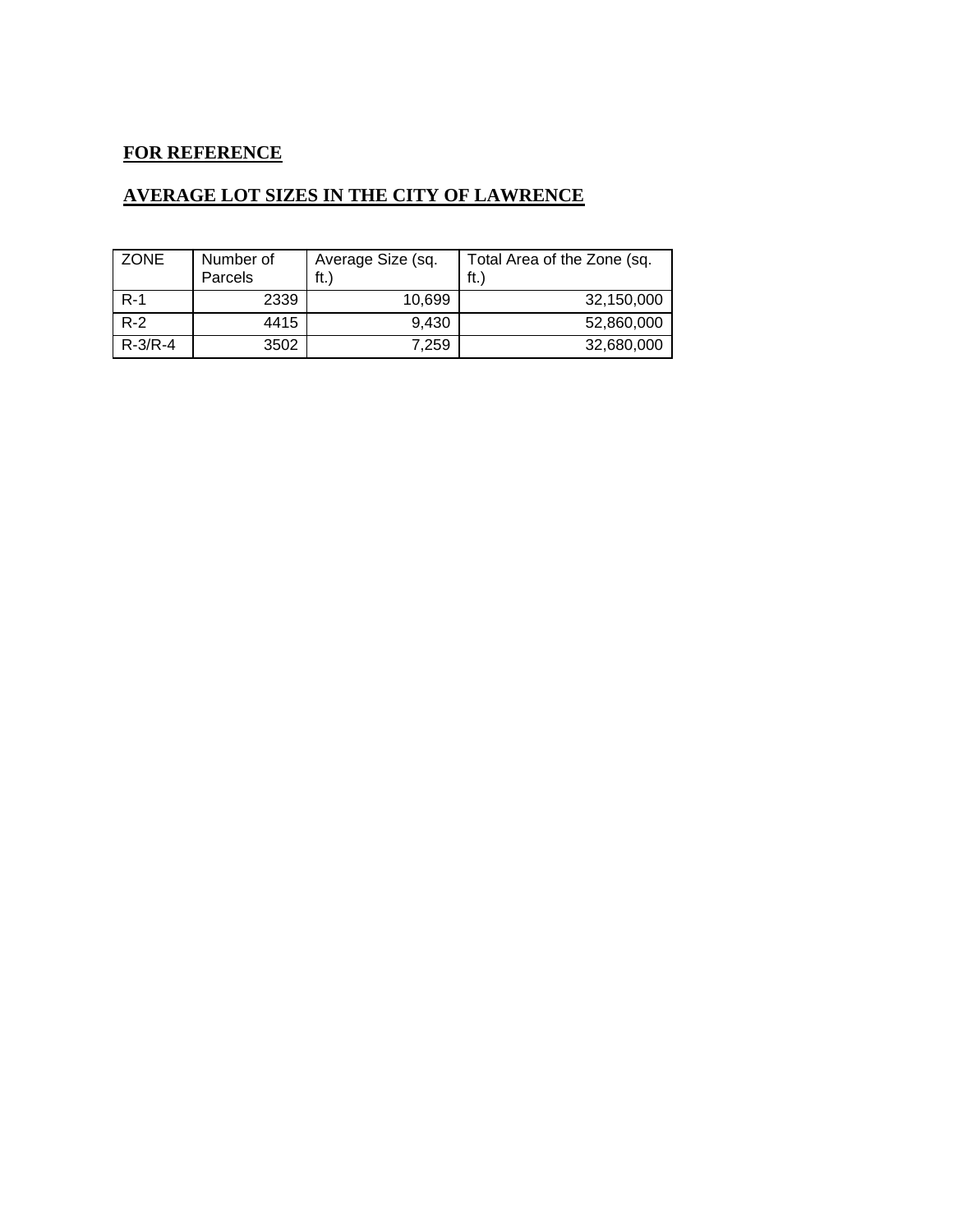**FOR REFERENCE**

**AVERAGE LOT SIZES IN THE CITY OF LAWRENCE**

| ZONE | Number of Parcels | Average Size (sq. ft.) | Total Area of the Zone (sq. ft.) |
|---|---|---|---|
| R-1 | 2339 | 10,699 | 32,150,000 |
| R-2 | 4415 | 9,430 | 52,860,000 |
| R-3/R-4 | 3502 | 7,259 | 32,680,000 |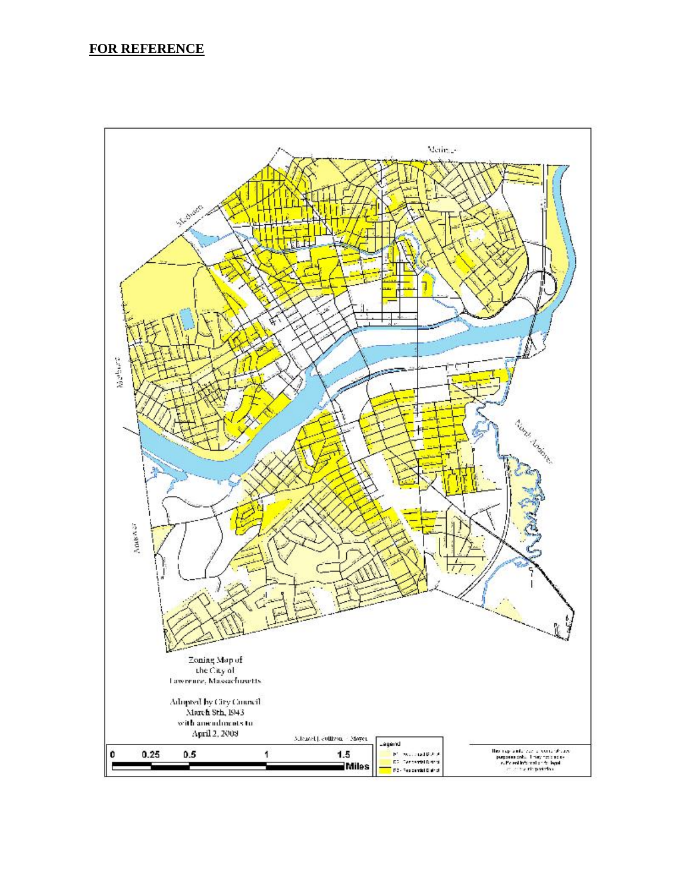**FOR REFERENCE**

Zoning Map of
the City of
Lawrence, Massachusetts

Adopted by City Council
March 8th, 1943
with amendments to
April 2, 2008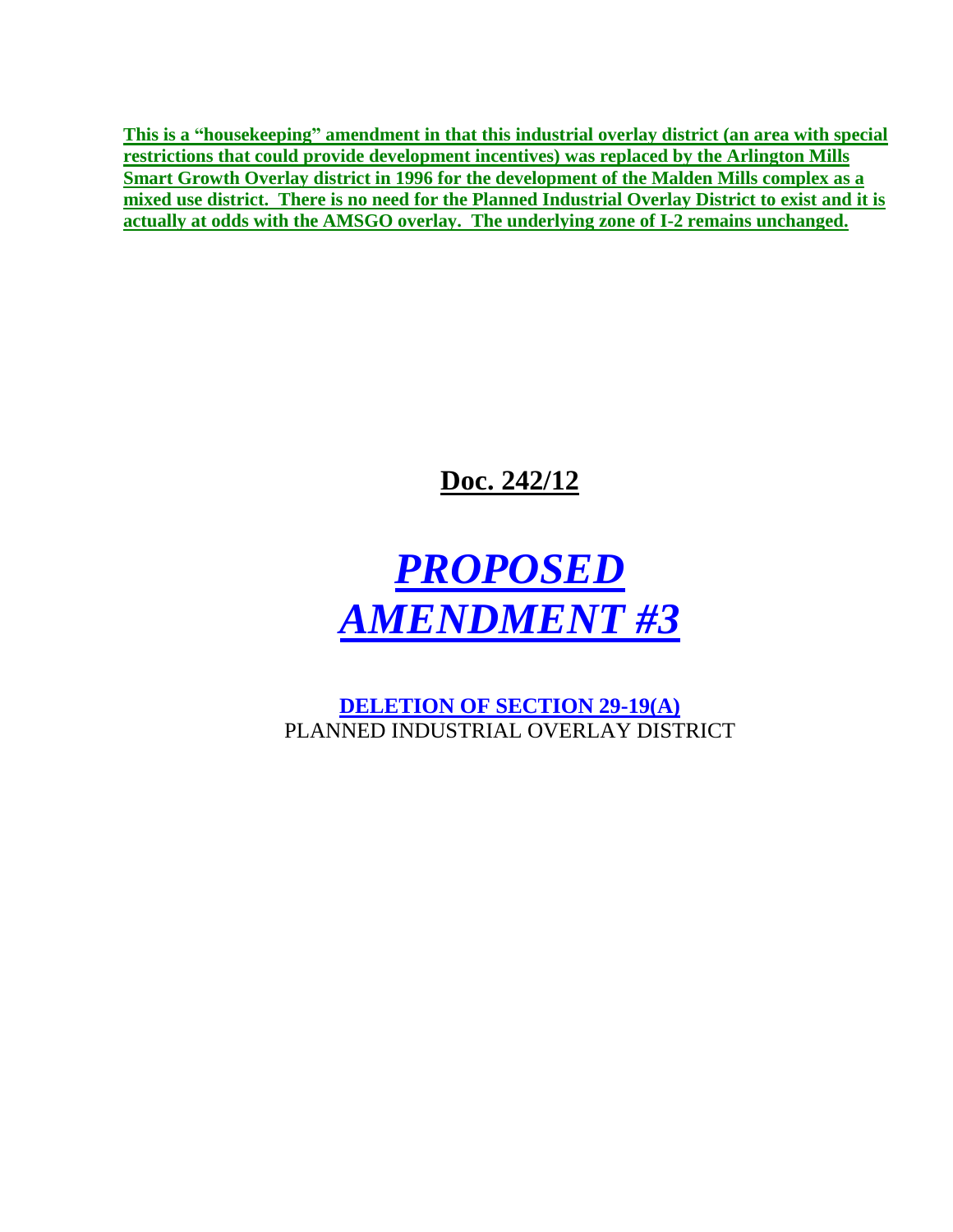**This is a "housekeeping" amendment in that this industrial overlay district (an area with special restrictions that could provide development incentives) was replaced by the Arlington Mills Smart Growth Overlay district in 1996 for the development of the Malden Mills complex as a mixed use district. There is no need for the Planned Industrial Overlay District to exist and it is actually at odds with the AMSGO overlay. The underlying zone of I-2 remains unchanged.**

## Doc. 242/12

# *PROPOSED AMENDMENT #3*

**DELETION OF SECTION 29-19(A)**
PLANNED INDUSTRIAL OVERLAY DISTRICT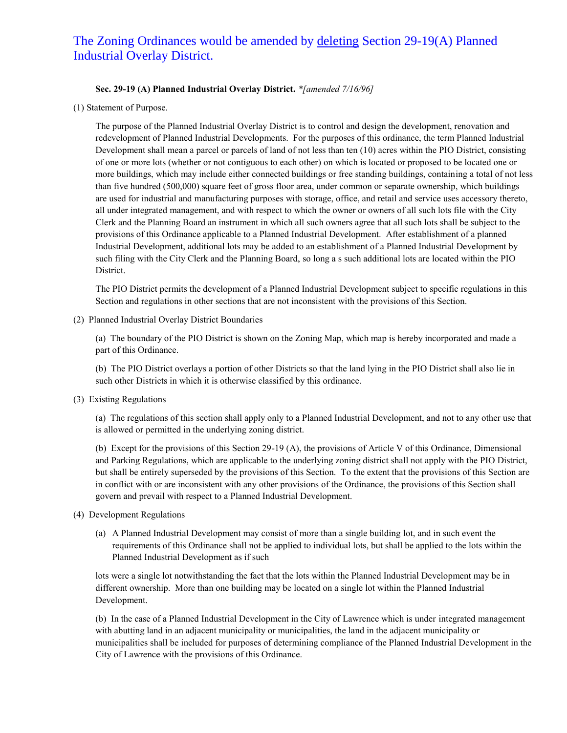The Zoning Ordinances would be amended by <u>deleting</u> Section 29-19(A) Planned Industrial Overlay District.

**Sec. 29-19 (A) Planned Industrial Overlay District.** *\*[amended 7/16/96]*

(1) Statement of Purpose.

The purpose of the Planned Industrial Overlay District is to control and design the development, renovation and redevelopment of Planned Industrial Developments. For the purposes of this ordinance, the term Planned Industrial Development shall mean a parcel or parcels of land of not less than ten (10) acres within the PIO District, consisting of one or more lots (whether or not contiguous to each other) on which is located or proposed to be located one or more buildings, which may include either connected buildings or free standing buildings, containing a total of not less than five hundred (500,000) square feet of gross floor area, under common or separate ownership, which buildings are used for industrial and manufacturing purposes with storage, office, and retail and service uses accessory thereto, all under integrated management, and with respect to which the owner or owners of all such lots file with the City Clerk and the Planning Board an instrument in which all such owners agree that all such lots shall be subject to the provisions of this Ordinance applicable to a Planned Industrial Development. After establishment of a planned Industrial Development, additional lots may be added to an establishment of a Planned Industrial Development by such filing with the City Clerk and the Planning Board, so long a s such additional lots are located within the PIO District.

The PIO District permits the development of a Planned Industrial Development subject to specific regulations in this Section and regulations in other sections that are not inconsistent with the provisions of this Section.

(2) Planned Industrial Overlay District Boundaries

(a) The boundary of the PIO District is shown on the Zoning Map, which map is hereby incorporated and made a part of this Ordinance.

(b) The PIO District overlays a portion of other Districts so that the land lying in the PIO District shall also lie in such other Districts in which it is otherwise classified by this ordinance.

(3) Existing Regulations

(a) The regulations of this section shall apply only to a Planned Industrial Development, and not to any other use that is allowed or permitted in the underlying zoning district.

(b) Except for the provisions of this Section 29-19 (A), the provisions of Article V of this Ordinance, Dimensional and Parking Regulations, which are applicable to the underlying zoning district shall not apply with the PIO District, but shall be entirely superseded by the provisions of this Section. To the extent that the provisions of this Section are in conflict with or are inconsistent with any other provisions of the Ordinance, the provisions of this Section shall govern and prevail with respect to a Planned Industrial Development.

(4) Development Regulations

(a) A Planned Industrial Development may consist of more than a single building lot, and in such event the requirements of this Ordinance shall not be applied to individual lots, but shall be applied to the lots within the Planned Industrial Development as if such lots were a single lot notwithstanding the fact that the lots within the Planned Industrial Development may be in different ownership. More than one building may be located on a single lot within the Planned Industrial Development.

(b) In the case of a Planned Industrial Development in the City of Lawrence which is under integrated management with abutting land in an adjacent municipality or municipalities, the land in the adjacent municipality or municipalities shall be included for purposes of determining compliance of the Planned Industrial Development in the City of Lawrence with the provisions of this Ordinance.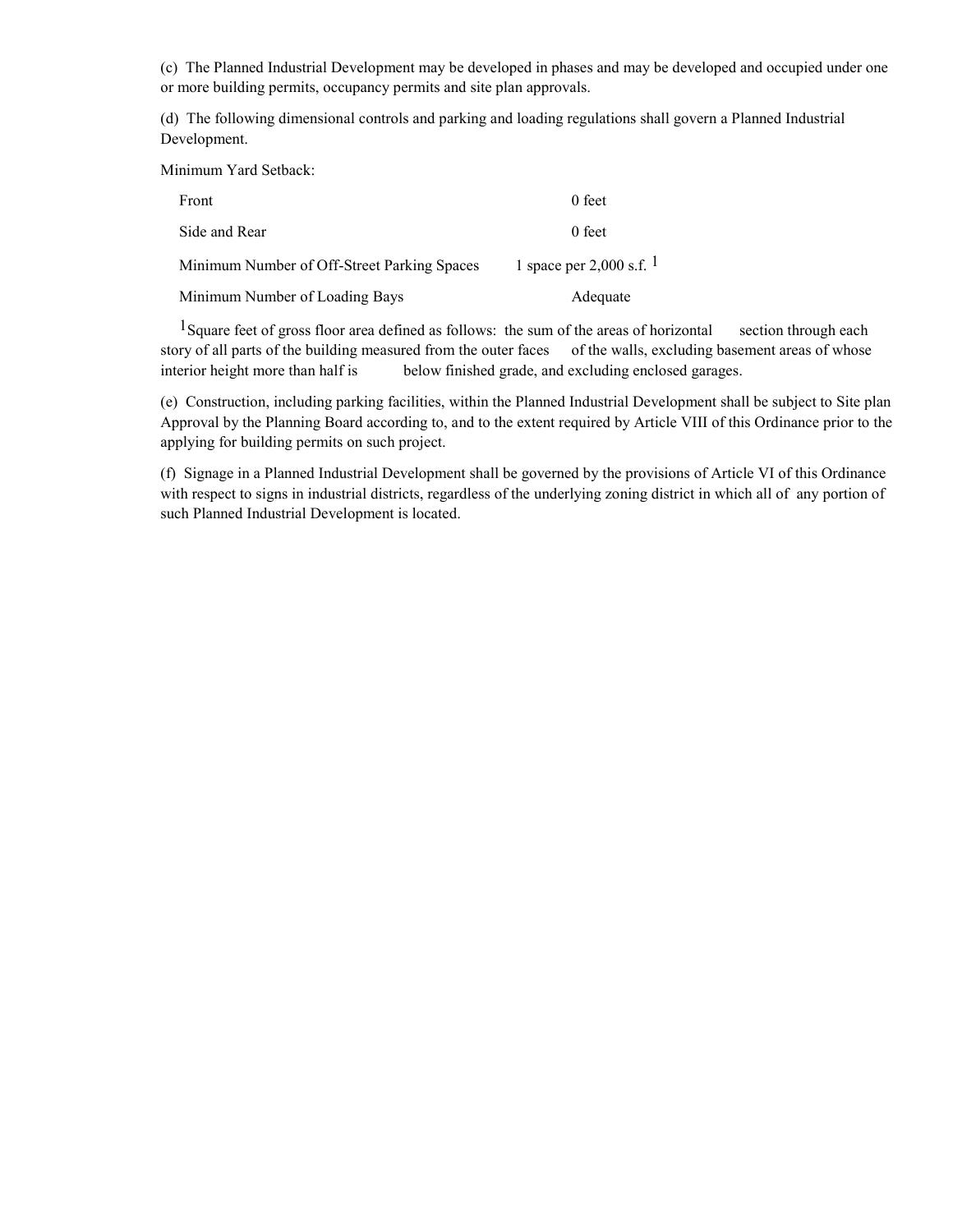(c) The Planned Industrial Development may be developed in phases and may be developed and occupied under one or more building permits, occupancy permits and site plan approvals.

(d) The following dimensional controls and parking and loading regulations shall govern a Planned Industrial Development.

Minimum Yard Setback:

| | |
|---|---|
| Front | 0 feet |
| Side and Rear | 0 feet |
| Minimum Number of Off-Street Parking Spaces | 1 space per 2,000 s.f. [1] |
| Minimum Number of Loading Bays | Adequate |

[1]Square feet of gross floor area defined as follows: the sum of the areas of horizontal section through each story of all parts of the building measured from the outer faces of the walls, excluding basement areas of whose interior height more than half is below finished grade, and excluding enclosed garages.

(e) Construction, including parking facilities, within the Planned Industrial Development shall be subject to Site plan Approval by the Planning Board according to, and to the extent required by Article VIII of this Ordinance prior to the applying for building permits on such project.

(f) Signage in a Planned Industrial Development shall be governed by the provisions of Article VI of this Ordinance with respect to signs in industrial districts, regardless of the underlying zoning district in which all of any portion of such Planned Industrial Development is located.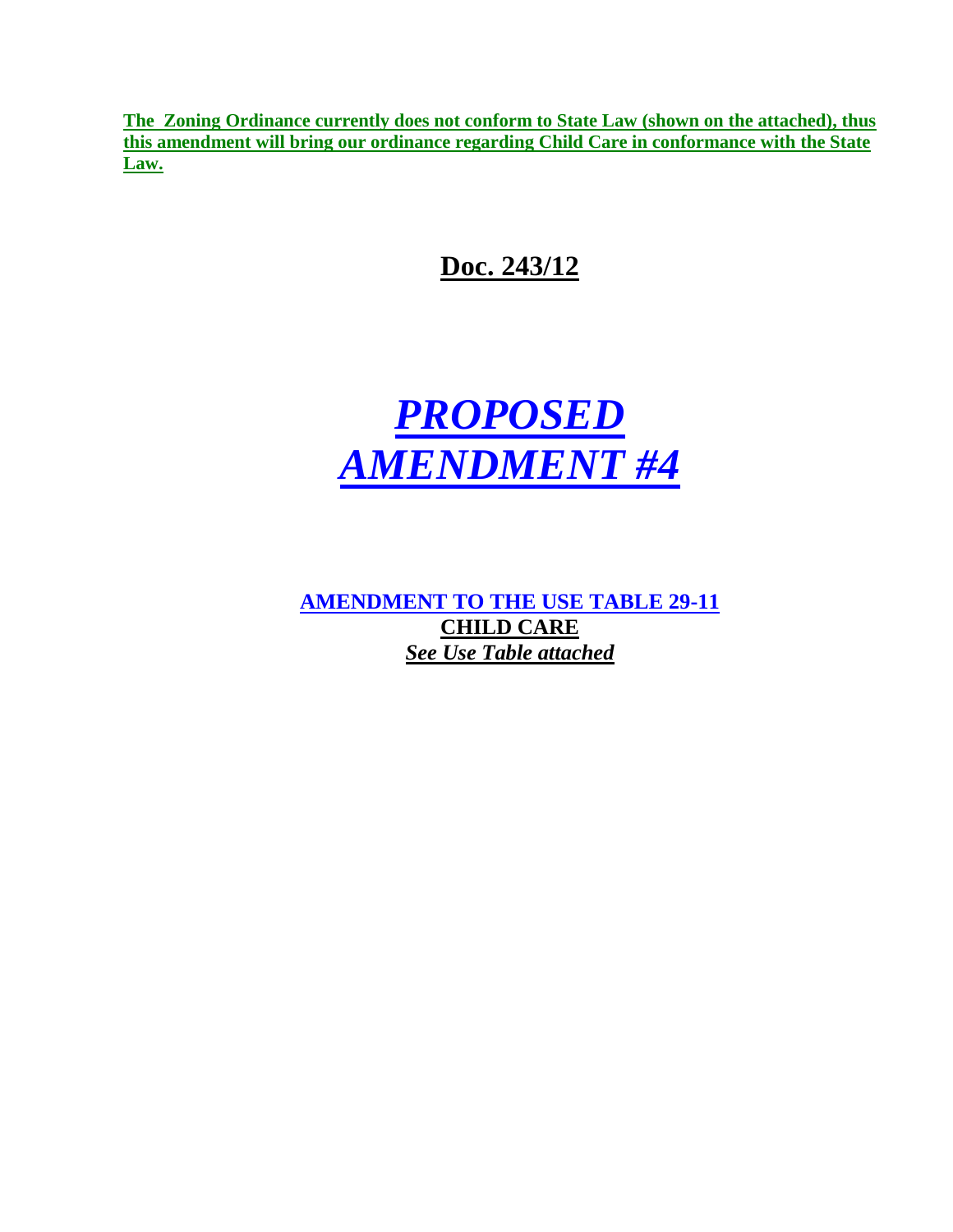**The Zoning Ordinance currently does not conform to State Law (shown on the attached), thus this amendment will bring our ordinance regarding Child Care in conformance with the State Law.**

# Doc. 243/12

# *PROPOSED AMENDMENT #4*

**AMENDMENT TO THE USE TABLE 29-11**

**CHILD CARE**

***See Use Table attached***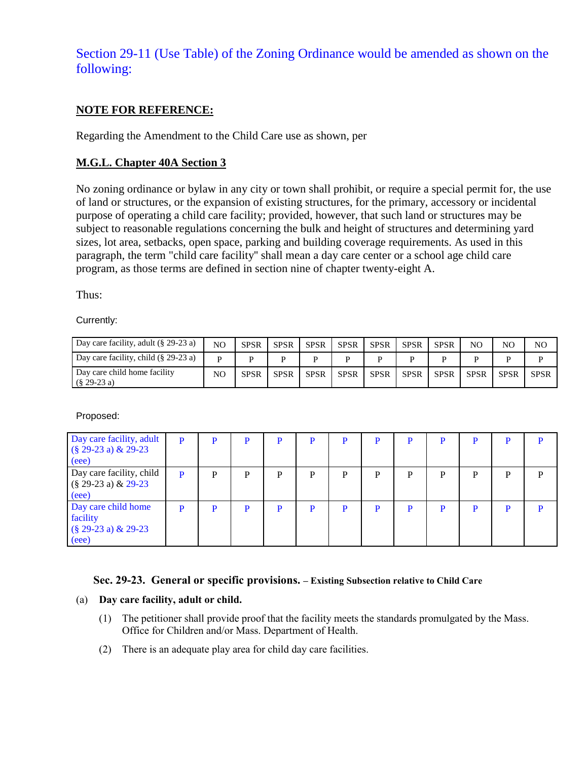Section 29-11 (Use Table) of the Zoning Ordinance would be amended as shown on the following:

**NOTE FOR REFERENCE:**

Regarding the Amendment to the Child Care use as shown, per

**M.G.L. Chapter 40A Section 3**

No zoning ordinance or bylaw in any city or town shall prohibit, or require a special permit for, the use of land or structures, or the expansion of existing structures, for the primary, accessory or incidental purpose of operating a child care facility; provided, however, that such land or structures may be subject to reasonable regulations concerning the bulk and height of structures and determining yard sizes, lot area, setbacks, open space, parking and building coverage requirements. As used in this paragraph, the term "child care facility" shall mean a day care center or a school age child care program, as those terms are defined in section nine of chapter twenty-eight A.

Thus:

Currently:

| | | | | | | | | | | | |
|---|---|---|---|---|---|---|---|---|---|---|---|
| Day care facility, adult (§ 29-23 a) | NO | SPSR | SPSR | SPSR | SPSR | SPSR | SPSR | SPSR | NO | NO | NO |
| Day care facility, child (§ 29-23 a) | P | P | P | P | P | P | P | P | P | P | P |
| Day care child home facility (§ 29-23 a) | NO | SPSR | SPSR | SPSR | SPSR | SPSR | SPSR | SPSR | SPSR | SPSR | SPSR |

Proposed:

| | | | | | | | | | | | | |
|---|---|---|---|---|---|---|---|---|---|---|---|---|
| Day care facility, adult (§ 29-23 a) & 29-23 (eee) | P | P | P | P | P | P | P | P | P | P | P | P |
| Day care facility, child (§ 29-23 a) & 29-23 (eee) | P | P | P | P | P | P | P | P | P | P | P | P |
| Day care child home facility (§ 29-23 a) & 29-23 (eee) | P | P | P | P | P | P | P | P | P | P | P | P |

**Sec. 29-23. General or specific provisions. – Existing Subsection relative to Child Care**

(a) **Day care facility, adult or child.**

(1) The petitioner shall provide proof that the facility meets the standards promulgated by the Mass. Office for Children and/or Mass. Department of Health.

(2) There is an adequate play area for child day care facilities.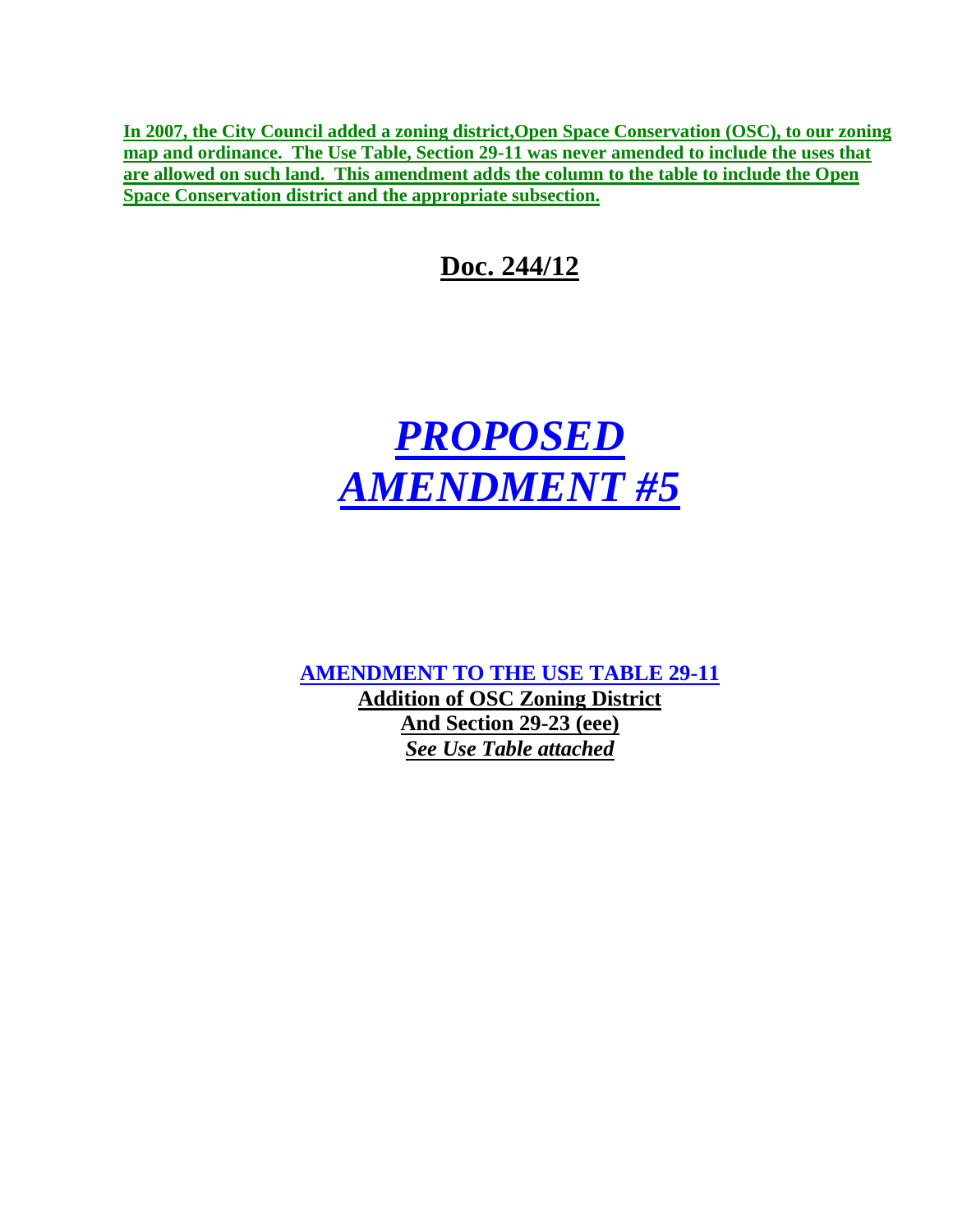**In 2007, the City Council added a zoning district,Open Space Conservation (OSC), to our zoning map and ordinance. The Use Table, Section 29-11 was never amended to include the uses that are allowed on such land. This amendment adds the column to the table to include the Open Space Conservation district and the appropriate subsection.**

## Doc. 244/12

# *PROPOSED AMENDMENT #5*

**AMENDMENT TO THE USE TABLE 29-11**

**Addition of OSC Zoning District**

**And Section 29-23 (eee)**

***See Use Table attached***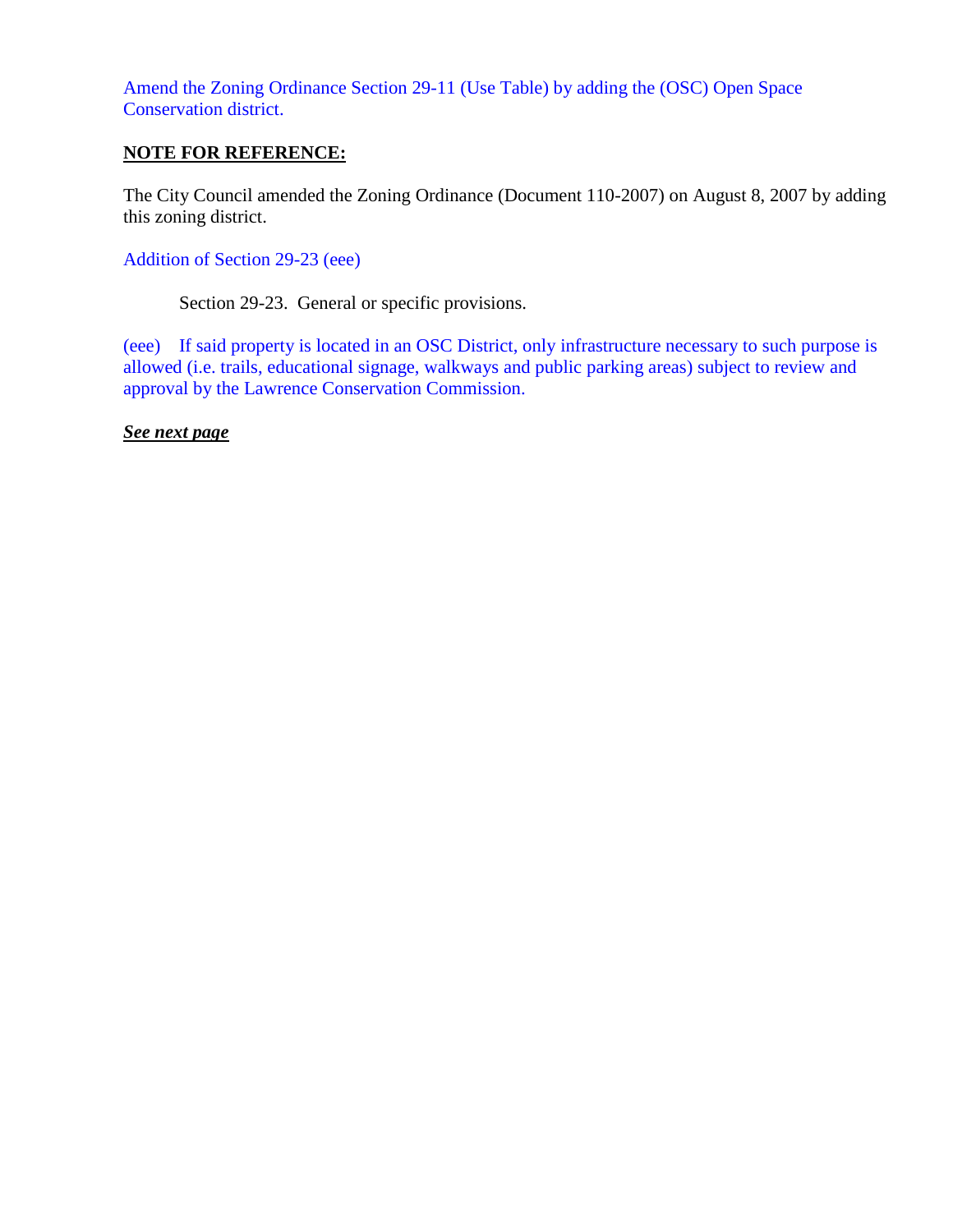Amend the Zoning Ordinance Section 29-11 (Use Table) by adding the (OSC) Open Space Conservation district.

**NOTE FOR REFERENCE:**

The City Council amended the Zoning Ordinance (Document 110-2007) on August 8, 2007 by adding this zoning district.

Addition of Section 29-23 (eee)

Section 29-23. General or specific provisions.

(eee) If said property is located in an OSC District, only infrastructure necessary to such purpose is allowed (i.e. trails, educational signage, walkways and public parking areas) subject to review and approval by the Lawrence Conservation Commission.

***See next page***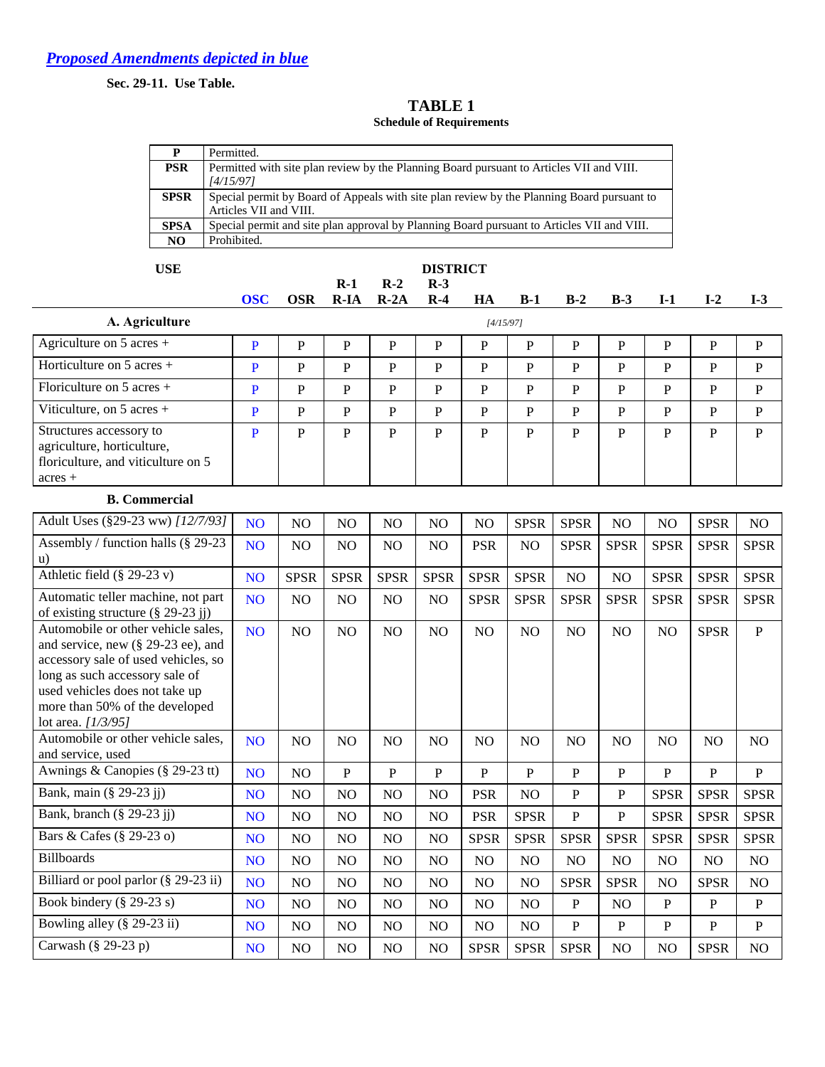***Proposed Amendments depicted in blue***

**Sec. 29-11. Use Table.**

## TABLE 1

**Schedule of Requirements**

| | |
|---|---|
| **P** | Permitted. |
| **PSR** | Permitted with site plan review by the Planning Board pursuant to Articles VII and VIII. *[4/15/97]* |
| **SPSR** | Special permit by Board of Appeals with site plan review by the Planning Board pursuant to Articles VII and VIII. |
| **SPSA** | Special permit and site plan approval by Planning Board pursuant to Articles VII and VIII. |
| **NO** | Prohibited. |

| **USE** | **DISTRICT** | | | | | | | | | | | |
|---|---|---|---|---|---|---|---|---|---|---|---|---|
| | **OSC** | **OSR** | **R-1 R-IA** | **R-2 R-2A** | **R-3 R-4** | **HA** | **B-1** | **B-2** | **B-3** | **I-1** | **I-2** | **I-3** |
| **A. Agriculture** *[4/15/97]* | | | | | | | | | | | | |
| Agriculture on 5 acres + | P | P | P | P | P | P | P | P | P | P | P | P |
| Horticulture on 5 acres + | P | P | P | P | P | P | P | P | P | P | P | P |
| Floriculture on 5 acres + | P | P | P | P | P | P | P | P | P | P | P | P |
| Viticulture, on 5 acres + | P | P | P | P | P | P | P | P | P | P | P | P |
| Structures accessory to agriculture, horticulture, floriculture, and viticulture on 5 acres + | P | P | P | P | P | P | P | P | P | P | P | P |
| **B. Commercial** | | | | | | | | | | | | |
| Adult Uses (§29-23 ww) *[12/7/93]* | NO | NO | NO | NO | NO | NO | SPSR | SPSR | NO | NO | SPSR | NO |
| Assembly / function halls (§ 29-23 u) | NO | NO | NO | NO | NO | PSR | NO | SPSR | SPSR | SPSR | SPSR | SPSR |
| Athletic field (§ 29-23 v) | NO | SPSR | SPSR | SPSR | SPSR | SPSR | SPSR | NO | NO | SPSR | SPSR | SPSR |
| Automatic teller machine, not part of existing structure (§ 29-23 jj) | NO | NO | NO | NO | NO | SPSR | SPSR | SPSR | SPSR | SPSR | SPSR | SPSR |
| Automobile or other vehicle sales, and service, new (§ 29-23 ee), and accessory sale of used vehicles, so long as such accessory sale of used vehicles does not take up more than 50% of the developed lot area. *[1/3/95]* | NO | NO | NO | NO | NO | NO | NO | NO | NO | NO | SPSR | P |
| Automobile or other vehicle sales, and service, used | NO | NO | NO | NO | NO | NO | NO | NO | NO | NO | NO | NO |
| Awnings & Canopies (§ 29-23 tt) | NO | NO | P | P | P | P | P | P | P | P | P | P |
| Bank, main (§ 29-23 jj) | NO | NO | NO | NO | NO | PSR | NO | P | P | SPSR | SPSR | SPSR |
| Bank, branch (§ 29-23 jj) | NO | NO | NO | NO | NO | PSR | SPSR | P | P | SPSR | SPSR | SPSR |
| Bars & Cafes (§ 29-23 o) | NO | NO | NO | NO | NO | SPSR | SPSR | SPSR | SPSR | SPSR | SPSR | SPSR |
| Billboards | NO | NO | NO | NO | NO | NO | NO | NO | NO | NO | NO | NO |
| Billiard or pool parlor (§ 29-23 ii) | NO | NO | NO | NO | NO | NO | NO | SPSR | SPSR | NO | SPSR | NO |
| Book bindery (§ 29-23 s) | NO | NO | NO | NO | NO | NO | NO | P | NO | P | P | P |
| Bowling alley (§ 29-23 ii) | NO | NO | NO | NO | NO | NO | NO | P | P | P | P | P |
| Carwash (§ 29-23 p) | NO | NO | NO | NO | NO | SPSR | SPSR | SPSR | NO | NO | SPSR | NO |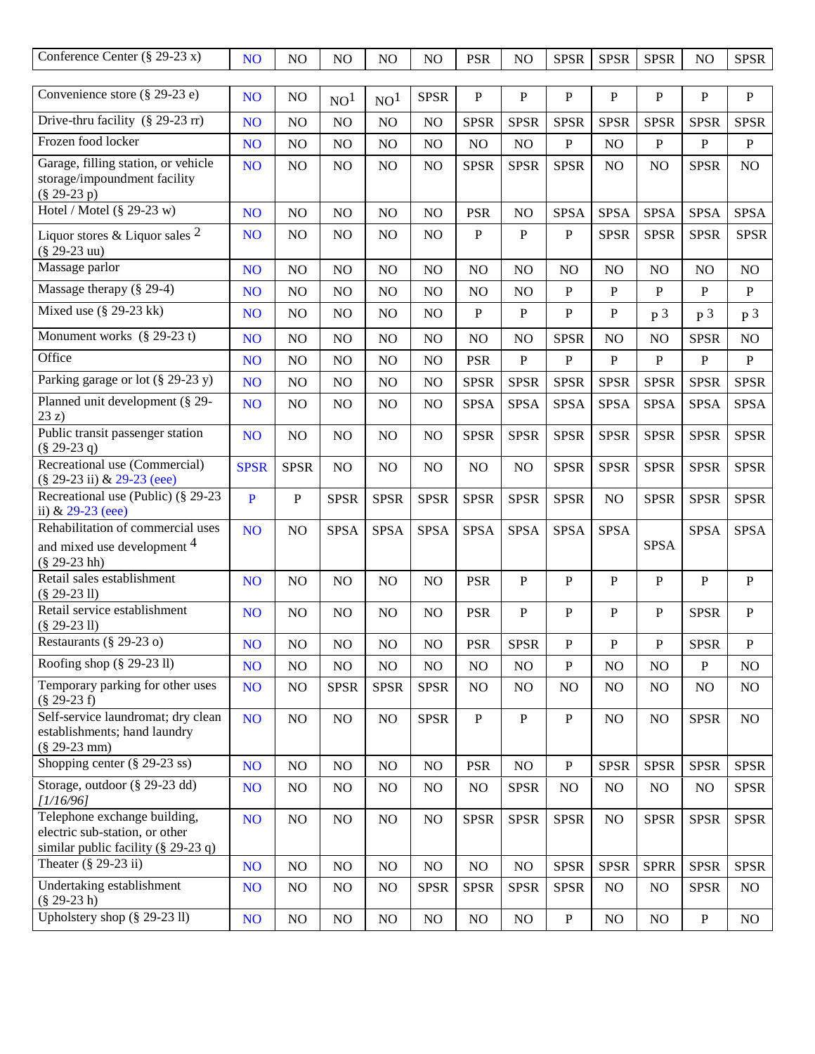| Conference Center (§ 29-23 x) | NO | NO | NO | NO | NO | PSR | NO | SPSR | SPSR | SPSR | NO | SPSR |
|---|---|---|---|---|---|---|---|---|---|---|---|---|
| Convenience store (§ 29-23 e) | NO | NO | NO[1] | NO[1] | SPSR | P | P | P | P | P | P | P |
| Drive-thru facility (§ 29-23 rr) | NO | NO | NO | NO | NO | SPSR | SPSR | SPSR | SPSR | SPSR | SPSR | SPSR |
| Frozen food locker | NO | NO | NO | NO | NO | NO | NO | P | NO | P | P | P |
| Garage, filling station, or vehicle storage/impoundment facility (§ 29-23 p) | NO | NO | NO | NO | NO | SPSR | SPSR | SPSR | NO | NO | SPSR | NO |
| Hotel / Motel (§ 29-23 w) | NO | NO | NO | NO | NO | PSR | NO | SPSA | SPSA | SPSA | SPSA | SPSA |
| Liquor stores & Liquor sales [2] (§ 29-23 uu) | NO | NO | NO | NO | NO | P | P | P | SPSR | SPSR | SPSR | SPSR |
| Massage parlor | NO | NO | NO | NO | NO | NO | NO | NO | NO | NO | NO | NO |
| Massage therapy (§ 29-4) | NO | NO | NO | NO | NO | NO | NO | P | P | P | P | P |
| Mixed use (§ 29-23 kk) | NO | NO | NO | NO | NO | P | P | P | P | p [3] | p [3] | p [3] |
| Monument works (§ 29-23 t) | NO | NO | NO | NO | NO | NO | NO | SPSR | NO | NO | SPSR | NO |
| Office | NO | NO | NO | NO | NO | PSR | P | P | P | P | P | P |
| Parking garage or lot (§ 29-23 y) | NO | NO | NO | NO | NO | SPSR | SPSR | SPSR | SPSR | SPSR | SPSR | SPSR |
| Planned unit development (§ 29-23 z) | NO | NO | NO | NO | NO | SPSA | SPSA | SPSA | SPSA | SPSA | SPSA | SPSA |
| Public transit passenger station (§ 29-23 q) | NO | NO | NO | NO | NO | SPSR | SPSR | SPSR | SPSR | SPSR | SPSR | SPSR |
| Recreational use (Commercial) (§ 29-23 ii) & 29-23 (eee) | SPSR | SPSR | NO | NO | NO | NO | NO | SPSR | SPSR | SPSR | SPSR | SPSR |
| Recreational use (Public) (§ 29-23 ii) & 29-23 (eee) | P | P | SPSR | SPSR | SPSR | SPSR | SPSR | SPSR | NO | SPSR | SPSR | SPSR |
| Rehabilitation of commercial uses and mixed use development [4] (§ 29-23 hh) | NO | NO | SPSA | SPSA | SPSA | SPSA | SPSA | SPSA | SPSA | SPSA | SPSA | SPSA |
| Retail sales establishment (§ 29-23 ll) | NO | NO | NO | NO | NO | PSR | P | P | P | P | P | P |
| Retail service establishment (§ 29-23 ll) | NO | NO | NO | NO | NO | PSR | P | P | P | P | SPSR | P |
| Restaurants (§ 29-23 o) | NO | NO | NO | NO | NO | PSR | SPSR | P | P | P | SPSR | P |
| Roofing shop (§ 29-23 ll) | NO | NO | NO | NO | NO | NO | NO | P | NO | NO | P | NO |
| Temporary parking for other uses (§ 29-23 f) | NO | NO | SPSR | SPSR | SPSR | NO | NO | NO | NO | NO | NO | NO |
| Self-service laundromat; dry clean establishments; hand laundry (§ 29-23 mm) | NO | NO | NO | NO | SPSR | P | P | P | NO | NO | SPSR | NO |
| Shopping center (§ 29-23 ss) | NO | NO | NO | NO | NO | PSR | NO | P | SPSR | SPSR | SPSR | SPSR |
| Storage, outdoor (§ 29-23 dd) *[1/16/96]* | NO | NO | NO | NO | NO | NO | SPSR | NO | NO | NO | NO | SPSR |
| Telephone exchange building, electric sub-station, or other similar public facility (§ 29-23 q) | NO | NO | NO | NO | NO | SPSR | SPSR | SPSR | NO | SPSR | SPSR | SPSR |
| Theater (§ 29-23 ii) | NO | NO | NO | NO | NO | NO | NO | SPSR | SPSR | SPRR | SPSR | SPSR |
| Undertaking establishment (§ 29-23 h) | NO | NO | NO | NO | SPSR | SPSR | SPSR | SPSR | NO | NO | SPSR | NO |
| Upholstery shop (§ 29-23 ll) | NO | NO | NO | NO | NO | NO | NO | P | NO | NO | P | NO |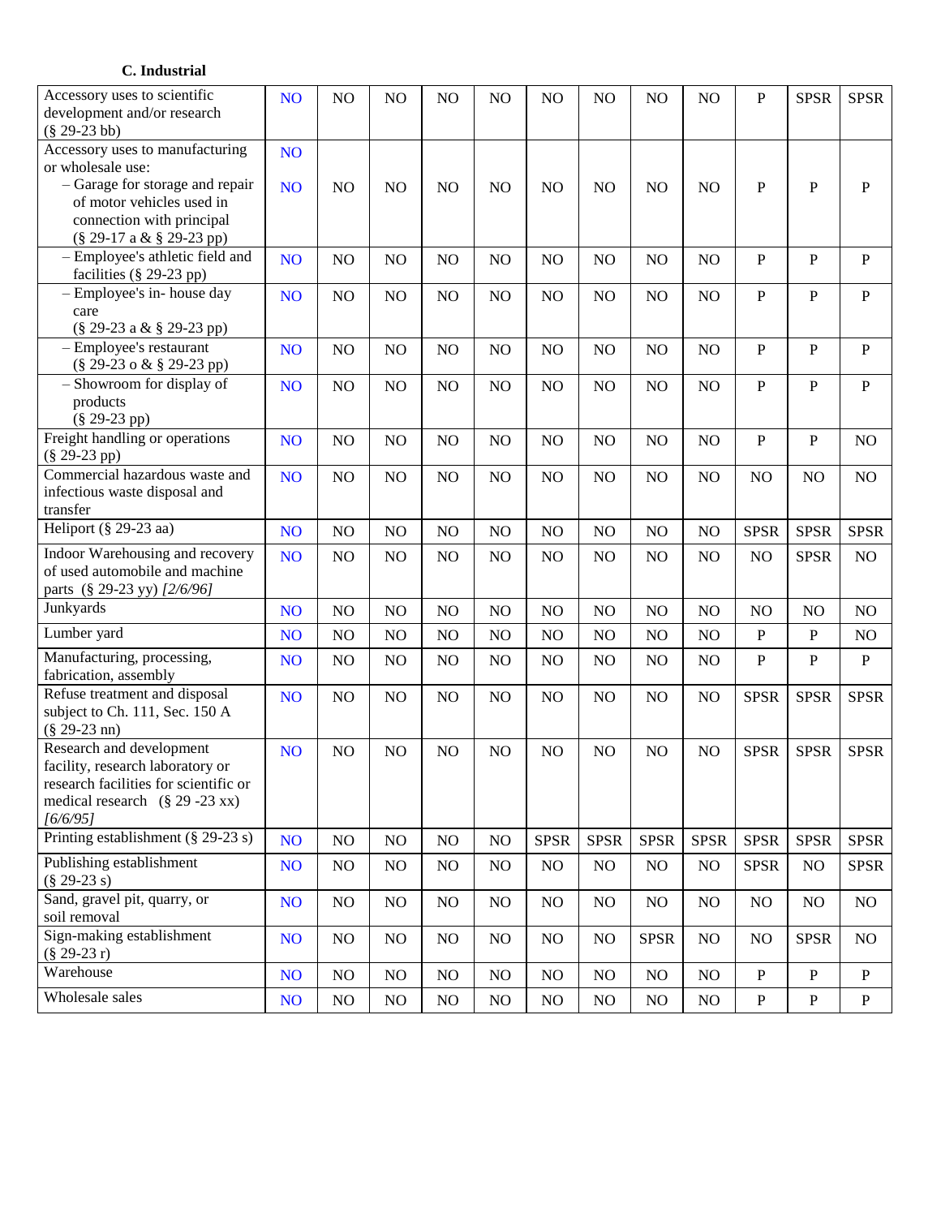### C. Industrial

| | | | | | | | | | | | | |
|---|---|---|---|---|---|---|---|---|---|---|---|---|
| Accessory uses to scientific development and/or research (§ 29-23 bb) | NO | NO | NO | NO | NO | NO | NO | NO | NO | P | SPSR | SPSR |
| Accessory uses to manufacturing or wholesale use: | NO | | | | | | | | | | | |
| – Garage for storage and repair of motor vehicles used in connection with principal (§ 29-17 a & § 29-23 pp) | NO | NO | NO | NO | NO | NO | NO | NO | NO | P | P | P |
| – Employee's athletic field and facilities (§ 29-23 pp) | NO | NO | NO | NO | NO | NO | NO | NO | NO | P | P | P |
| – Employee's in- house day care (§ 29-23 a & § 29-23 pp) | NO | NO | NO | NO | NO | NO | NO | NO | NO | P | P | P |
| – Employee's restaurant (§ 29-23 o & § 29-23 pp) | NO | NO | NO | NO | NO | NO | NO | NO | NO | P | P | P |
| – Showroom for display of products (§ 29-23 pp) | NO | NO | NO | NO | NO | NO | NO | NO | NO | P | P | P |
| Freight handling or operations (§ 29-23 pp) | NO | NO | NO | NO | NO | NO | NO | NO | NO | P | P | NO |
| Commercial hazardous waste and infectious waste disposal and transfer | NO | NO | NO | NO | NO | NO | NO | NO | NO | NO | NO | NO |
| Heliport (§ 29-23 aa) | NO | NO | NO | NO | NO | NO | NO | NO | NO | SPSR | SPSR | SPSR |
| Indoor Warehousing and recovery of used automobile and machine parts (§ 29-23 yy) *[2/6/96]* | NO | NO | NO | NO | NO | NO | NO | NO | NO | NO | SPSR | NO |
| Junkyards | NO | NO | NO | NO | NO | NO | NO | NO | NO | NO | NO | NO |
| Lumber yard | NO | NO | NO | NO | NO | NO | NO | NO | NO | P | P | NO |
| Manufacturing, processing, fabrication, assembly | NO | NO | NO | NO | NO | NO | NO | NO | NO | P | P | P |
| Refuse treatment and disposal subject to Ch. 111, Sec. 150 A (§ 29-23 nn) | NO | NO | NO | NO | NO | NO | NO | NO | NO | SPSR | SPSR | SPSR |
| Research and development facility, research laboratory or research facilities for scientific or medical research (§ 29 -23 xx) *[6/6/95]* | NO | NO | NO | NO | NO | NO | NO | NO | NO | SPSR | SPSR | SPSR |
| Printing establishment (§ 29-23 s) | NO | NO | NO | NO | NO | SPSR | SPSR | SPSR | SPSR | SPSR | SPSR | SPSR |
| Publishing establishment (§ 29-23 s) | NO | NO | NO | NO | NO | NO | NO | NO | NO | SPSR | NO | SPSR |
| Sand, gravel pit, quarry, or soil removal | NO | NO | NO | NO | NO | NO | NO | NO | NO | NO | NO | NO |
| Sign-making establishment (§ 29-23 r) | NO | NO | NO | NO | NO | NO | NO | SPSR | NO | NO | SPSR | NO |
| Warehouse | NO | NO | NO | NO | NO | NO | NO | NO | NO | P | P | P |
| Wholesale sales | NO | NO | NO | NO | NO | NO | NO | NO | NO | P | P | P |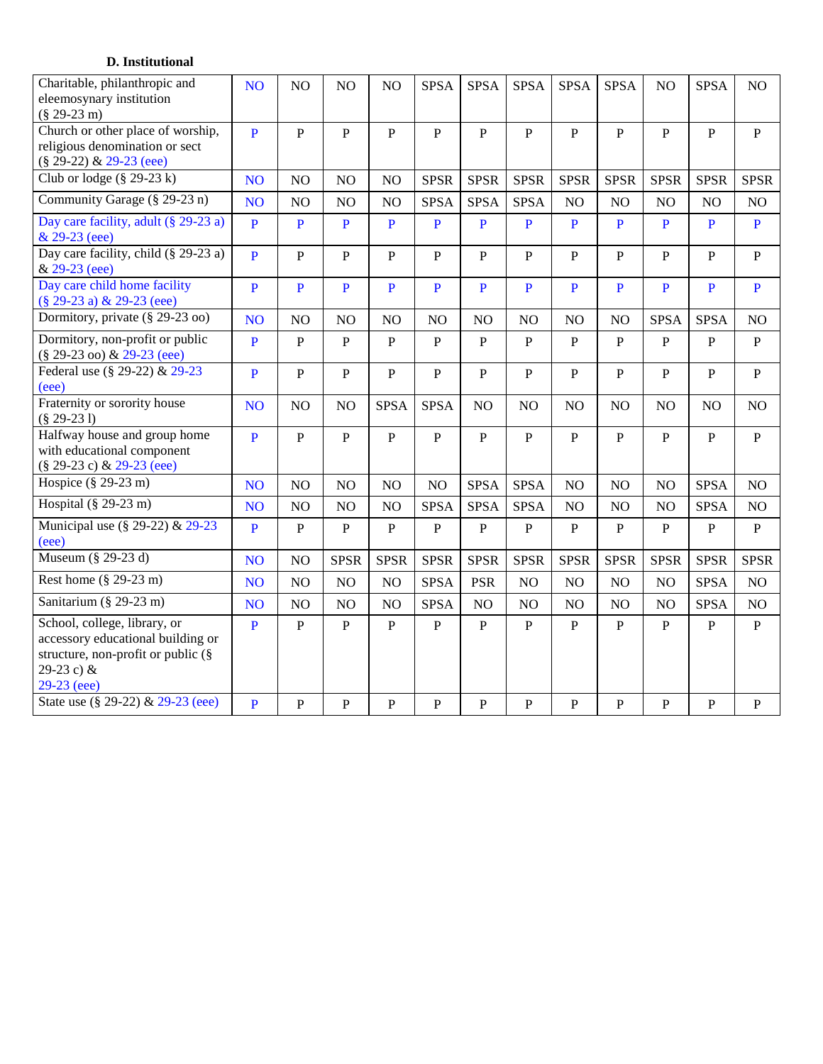### D. Institutional

| | | | | | | | | | | | | |
|---|---|---|---|---|---|---|---|---|---|---|---|---|
| Charitable, philanthropic and eleemosynary institution (§ 29-23 m) | NO | NO | NO | NO | SPSA | SPSA | SPSA | SPSA | SPSA | NO | SPSA | NO |
| Church or other place of worship, religious denomination or sect (§ 29-22) & 29-23 (eee) | P | P | P | P | P | P | P | P | P | P | P | P |
| Club or lodge (§ 29-23 k) | NO | NO | NO | NO | SPSR | SPSR | SPSR | SPSR | SPSR | SPSR | SPSR | SPSR |
| Community Garage (§ 29-23 n) | NO | NO | NO | NO | SPSA | SPSA | SPSA | NO | NO | NO | NO | NO |
| Day care facility, adult (§ 29-23 a) & 29-23 (eee) | P | P | P | P | P | P | P | P | P | P | P | P |
| Day care facility, child (§ 29-23 a) & 29-23 (eee) | P | P | P | P | P | P | P | P | P | P | P | P |
| Day care child home facility (§ 29-23 a) & 29-23 (eee) | P | P | P | P | P | P | P | P | P | P | P | P |
| Dormitory, private (§ 29-23 oo) | NO | NO | NO | NO | NO | NO | NO | NO | NO | SPSA | SPSA | NO |
| Dormitory, non-profit or public (§ 29-23 oo) & 29-23 (eee) | P | P | P | P | P | P | P | P | P | P | P | P |
| Federal use (§ 29-22) & 29-23 (eee) | P | P | P | P | P | P | P | P | P | P | P | P |
| Fraternity or sorority house (§ 29-23 l) | NO | NO | NO | SPSA | SPSA | NO | NO | NO | NO | NO | NO | NO |
| Halfway house and group home with educational component (§ 29-23 c) & 29-23 (eee) | P | P | P | P | P | P | P | P | P | P | P | P |
| Hospice (§ 29-23 m) | NO | NO | NO | NO | NO | SPSA | SPSA | NO | NO | NO | SPSA | NO |
| Hospital (§ 29-23 m) | NO | NO | NO | NO | SPSA | SPSA | SPSA | NO | NO | NO | SPSA | NO |
| Municipal use (§ 29-22) & 29-23 (eee) | P | P | P | P | P | P | P | P | P | P | P | P |
| Museum (§ 29-23 d) | NO | NO | SPSR | SPSR | SPSR | SPSR | SPSR | SPSR | SPSR | SPSR | SPSR | SPSR |
| Rest home (§ 29-23 m) | NO | NO | NO | NO | SPSA | PSR | NO | NO | NO | NO | SPSA | NO |
| Sanitarium (§ 29-23 m) | NO | NO | NO | NO | SPSA | NO | NO | NO | NO | NO | SPSA | NO |
| School, college, library, or accessory educational building or structure, non-profit or public (§ 29-23 c) & 29-23 (eee) | P | P | P | P | P | P | P | P | P | P | P | P |
| State use (§ 29-22) & 29-23 (eee) | P | P | P | P | P | P | P | P | P | P | P | P |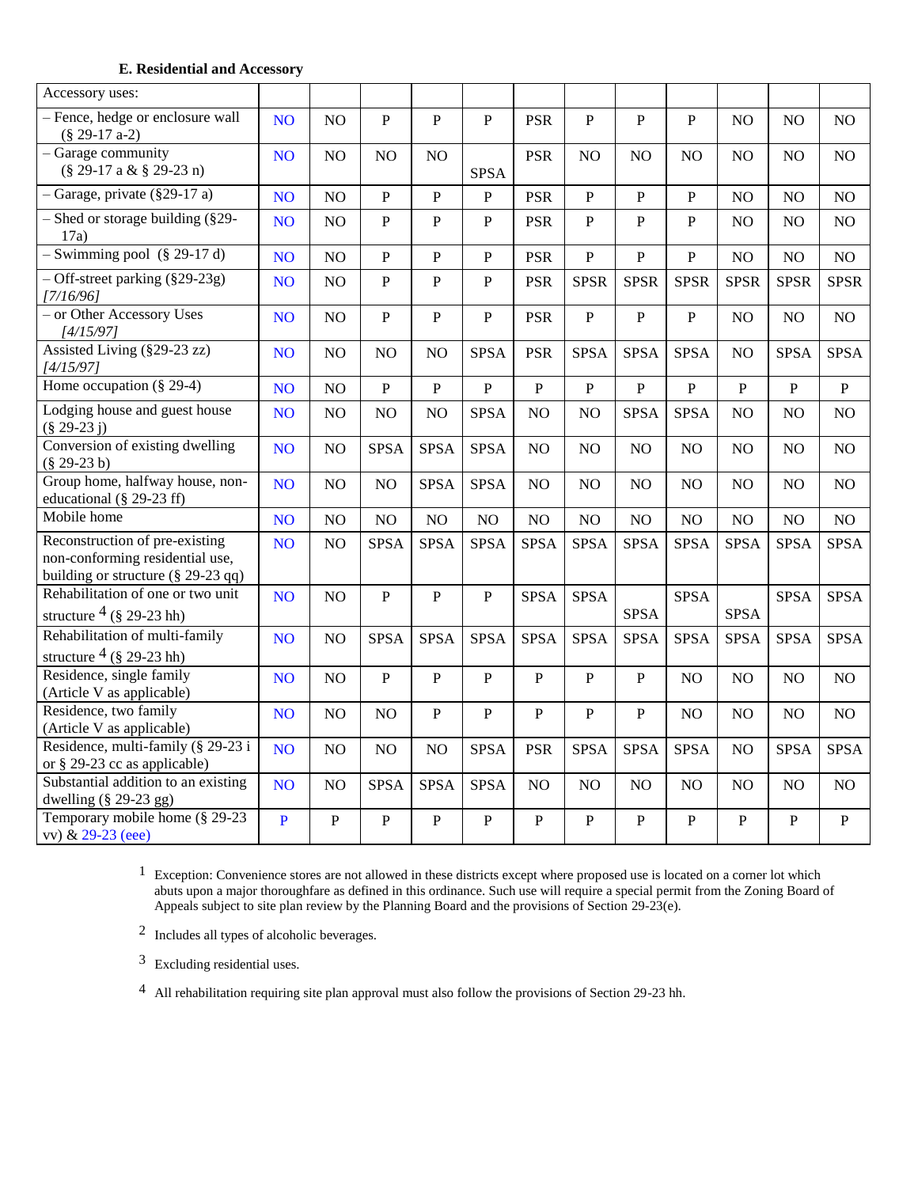**E. Residential and Accessory**

| Accessory uses: | | | | | | | | | | | | |
|---|---|---|---|---|---|---|---|---|---|---|---|---|
| – Fence, hedge or enclosure wall (§ 29-17 a-2) | NO | NO | P | P | P | PSR | P | P | P | NO | NO | NO |
| – Garage community (§ 29-17 a & § 29-23 n) | NO | NO | NO | NO | SPSA | PSR | NO | NO | NO | NO | NO | NO |
| – Garage, private (§29-17 a) | NO | NO | P | P | P | PSR | P | P | P | NO | NO | NO |
| – Shed or storage building (§29-17a) | NO | NO | P | P | P | PSR | P | P | P | NO | NO | NO |
| – Swimming pool (§ 29-17 d) | NO | NO | P | P | P | PSR | P | P | P | NO | NO | NO |
| – Off-street parking (§29-23g) *[7/16/96]* | NO | NO | P | P | P | PSR | SPSR | SPSR | SPSR | SPSR | SPSR | SPSR |
| – or Other Accessory Uses *[4/15/97]* | NO | NO | P | P | P | PSR | P | P | P | NO | NO | NO |
| Assisted Living (§29-23 zz) *[4/15/97]* | NO | NO | NO | NO | SPSA | PSR | SPSA | SPSA | SPSA | NO | SPSA | SPSA |
| Home occupation (§ 29-4) | NO | NO | P | P | P | P | P | P | P | P | P | P |
| Lodging house and guest house (§ 29-23 j) | NO | NO | NO | NO | SPSA | NO | NO | SPSA | SPSA | NO | NO | NO |
| Conversion of existing dwelling (§ 29-23 b) | NO | NO | SPSA | SPSA | SPSA | NO | NO | NO | NO | NO | NO | NO |
| Group home, halfway house, non-educational (§ 29-23 ff) | NO | NO | NO | SPSA | SPSA | NO | NO | NO | NO | NO | NO | NO |
| Mobile home | NO | NO | NO | NO | NO | NO | NO | NO | NO | NO | NO | NO |
| Reconstruction of pre-existing non-conforming residential use, building or structure (§ 29-23 qq) | NO | NO | SPSA | SPSA | SPSA | SPSA | SPSA | SPSA | SPSA | SPSA | SPSA | SPSA |
| Rehabilitation of one or two unit structure [4] (§ 29-23 hh) | NO | NO | P | P | P | SPSA | SPSA | SPSA | SPSA | SPSA | SPSA | SPSA |
| Rehabilitation of multi-family structure [4] (§ 29-23 hh) | NO | NO | SPSA | SPSA | SPSA | SPSA | SPSA | SPSA | SPSA | SPSA | SPSA | SPSA |
| Residence, single family (Article V as applicable) | NO | NO | P | P | P | P | P | P | NO | NO | NO | NO |
| Residence, two family (Article V as applicable) | NO | NO | NO | P | P | P | P | P | NO | NO | NO | NO |
| Residence, multi-family (§ 29-23 i or § 29-23 cc as applicable) | NO | NO | NO | NO | SPSA | PSR | SPSA | SPSA | SPSA | NO | SPSA | SPSA |
| Substantial addition to an existing dwelling (§ 29-23 gg) | NO | NO | SPSA | SPSA | SPSA | NO | NO | NO | NO | NO | NO | NO |
| Temporary mobile home (§ 29-23 vv) & 29-23 (eee) | P | P | P | P | P | P | P | P | P | P | P | P |

[1] Exception: Convenience stores are not allowed in these districts except where proposed use is located on a corner lot which abuts upon a major thoroughfare as defined in this ordinance. Such use will require a special permit from the Zoning Board of Appeals subject to site plan review by the Planning Board and the provisions of Section 29-23(e).

[2] Includes all types of alcoholic beverages.

[3] Excluding residential uses.

[4] All rehabilitation requiring site plan approval must also follow the provisions of Section 29-23 hh.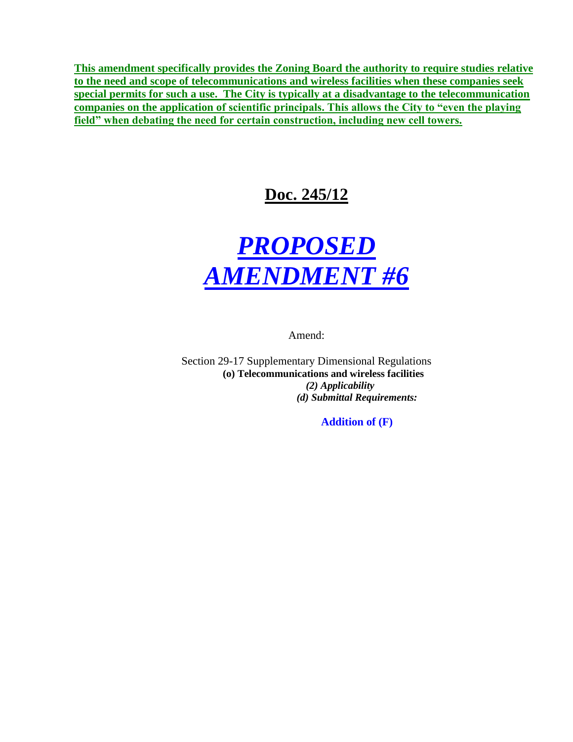**This amendment specifically provides the Zoning Board the authority to require studies relative to the need and scope of telecommunications and wireless facilities when these companies seek special permits for such a use. The City is typically at a disadvantage to the telecommunication companies on the application of scientific principals. This allows the City to "even the playing field" when debating the need for certain construction, including new cell towers.**

## Doc. 245/12

# *PROPOSED AMENDMENT #6*

Amend:

Section 29-17 Supplementary Dimensional Regulations
**(o) Telecommunications and wireless facilities**
***(2) Applicability***
***(d) Submittal Requirements:***

**Addition of (F)**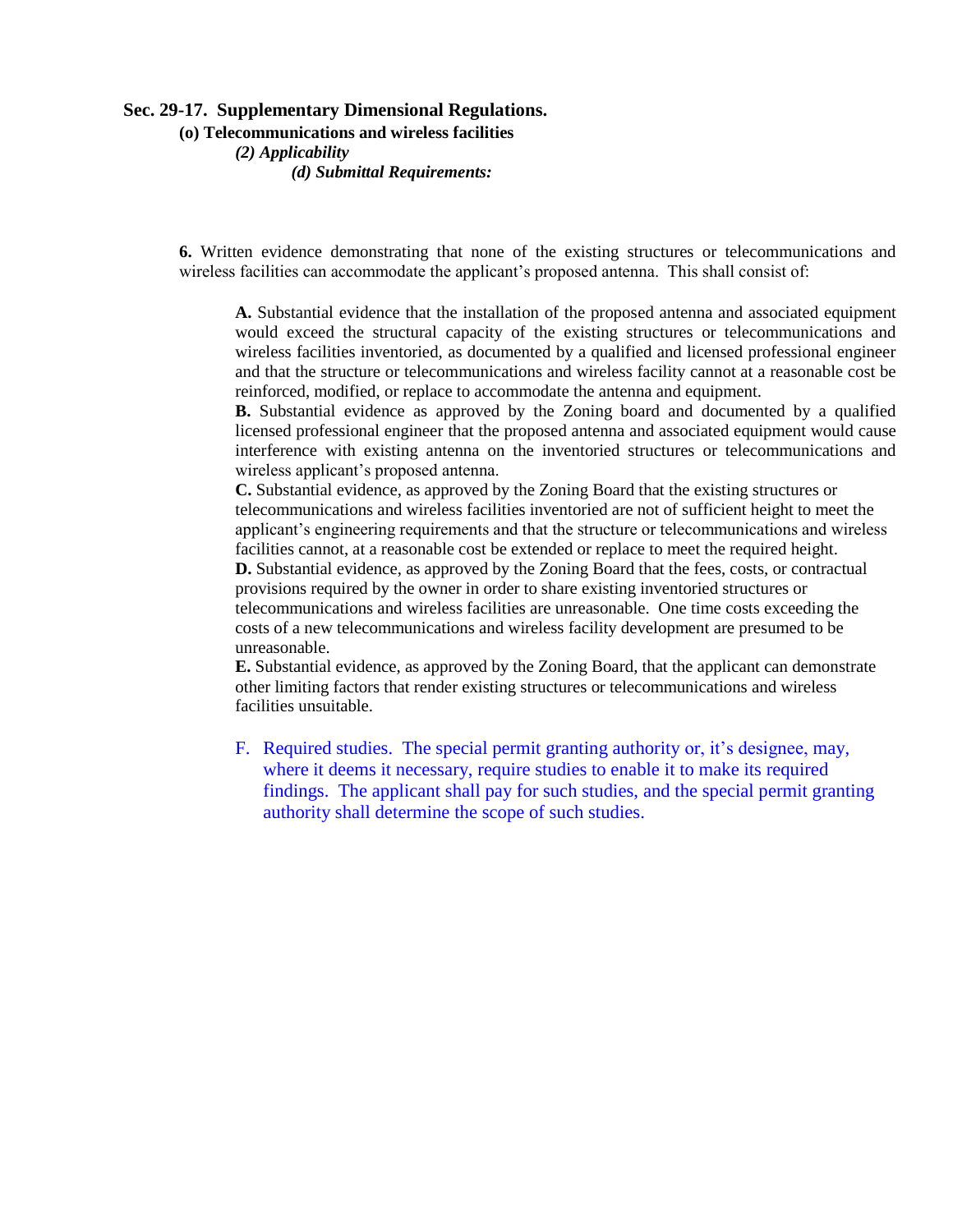**Sec. 29-17. Supplementary Dimensional Regulations.**

**(o) Telecommunications and wireless facilities**

***(2) Applicability***

***(d) Submittal Requirements:***

**6.** Written evidence demonstrating that none of the existing structures or telecommunications and wireless facilities can accommodate the applicant's proposed antenna. This shall consist of:

**A.** Substantial evidence that the installation of the proposed antenna and associated equipment would exceed the structural capacity of the existing structures or telecommunications and wireless facilities inventoried, as documented by a qualified and licensed professional engineer and that the structure or telecommunications and wireless facility cannot at a reasonable cost be reinforced, modified, or replace to accommodate the antenna and equipment.

**B.** Substantial evidence as approved by the Zoning board and documented by a qualified licensed professional engineer that the proposed antenna and associated equipment would cause interference with existing antenna on the inventoried structures or telecommunications and wireless applicant's proposed antenna.

**C.** Substantial evidence, as approved by the Zoning Board that the existing structures or telecommunications and wireless facilities inventoried are not of sufficient height to meet the applicant's engineering requirements and that the structure or telecommunications and wireless facilities cannot, at a reasonable cost be extended or replace to meet the required height.

**D.** Substantial evidence, as approved by the Zoning Board that the fees, costs, or contractual provisions required by the owner in order to share existing inventoried structures or telecommunications and wireless facilities are unreasonable. One time costs exceeding the costs of a new telecommunications and wireless facility development are presumed to be unreasonable.

**E.** Substantial evidence, as approved by the Zoning Board, that the applicant can demonstrate other limiting factors that render existing structures or telecommunications and wireless facilities unsuitable.

F. Required studies. The special permit granting authority or, it's designee, may, where it deems it necessary, require studies to enable it to make its required findings. The applicant shall pay for such studies, and the special permit granting authority shall determine the scope of such studies.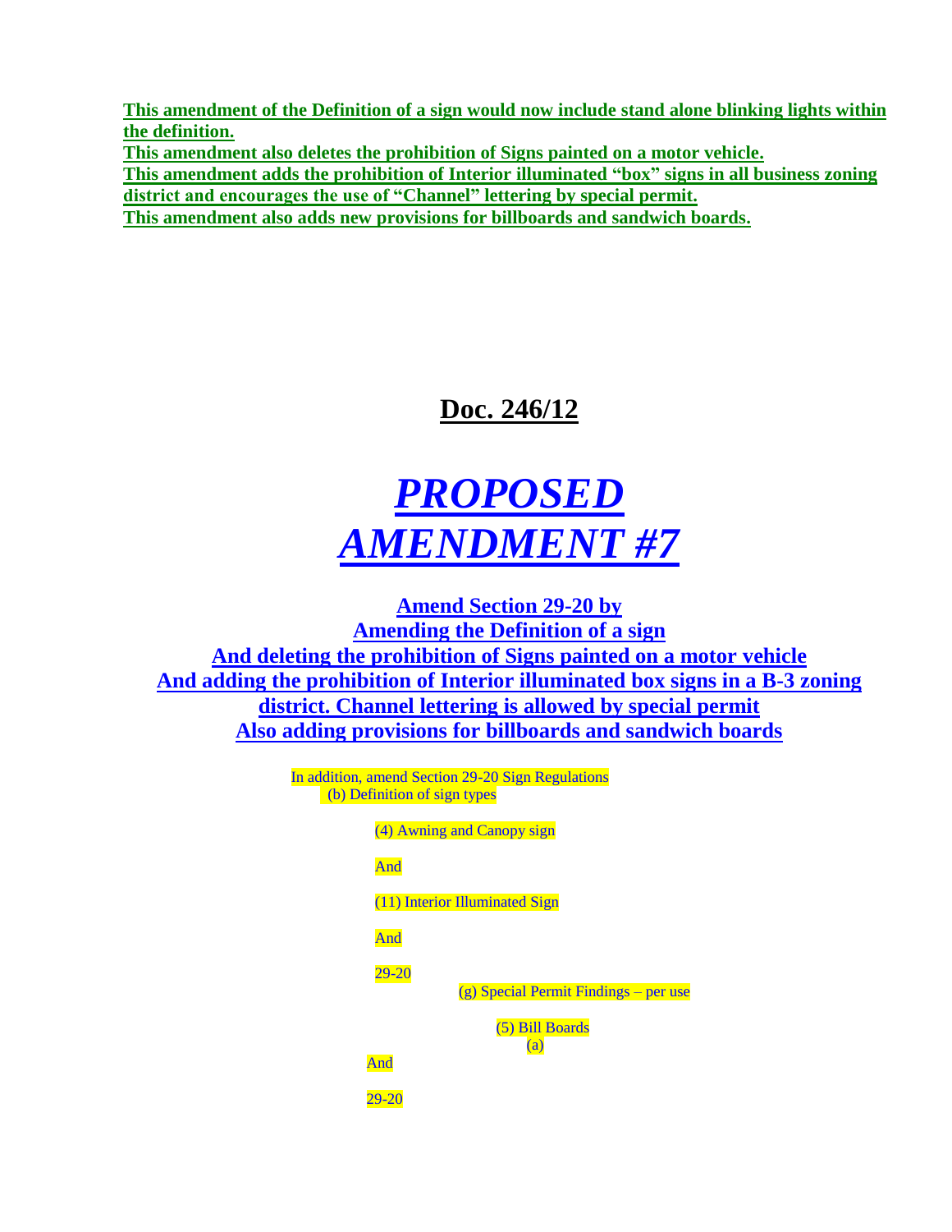**This amendment of the Definition of a sign would now include stand alone blinking lights within the definition.**

**This amendment also deletes the prohibition of Signs painted on a motor vehicle.**

**This amendment adds the prohibition of Interior illuminated "box" signs in all business zoning district and encourages the use of "Channel" lettering by special permit.**

**This amendment also adds new provisions for billboards and sandwich boards.**

# Doc. 246/12

# *PROPOSED AMENDMENT #7*

## Amend Section 29-20 by Amending the Definition of a sign And deleting the prohibition of Signs painted on a motor vehicle And adding the prohibition of Interior illuminated box signs in a B-3 zoning district. Channel lettering is allowed by special permit Also adding provisions for billboards and sandwich boards

In addition, amend Section 29-20 Sign Regulations

(b) Definition of sign types

(4) Awning and Canopy sign

And

(11) Interior Illuminated Sign

And

29-20

(g) Special Permit Findings – per use

(5) Bill Boards

(a)

And

29-20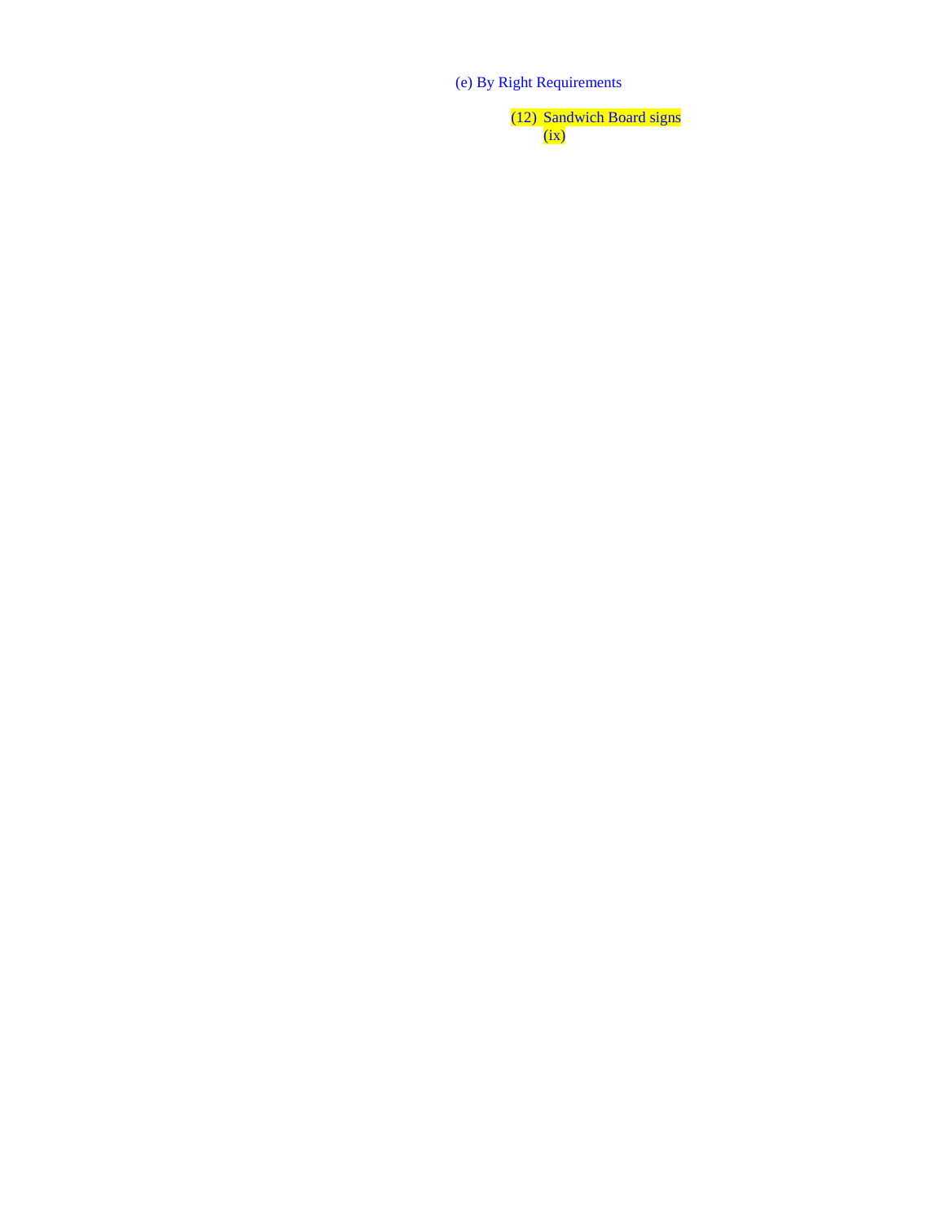(e) By Right Requirements

(12) Sandwich Board signs

(ix)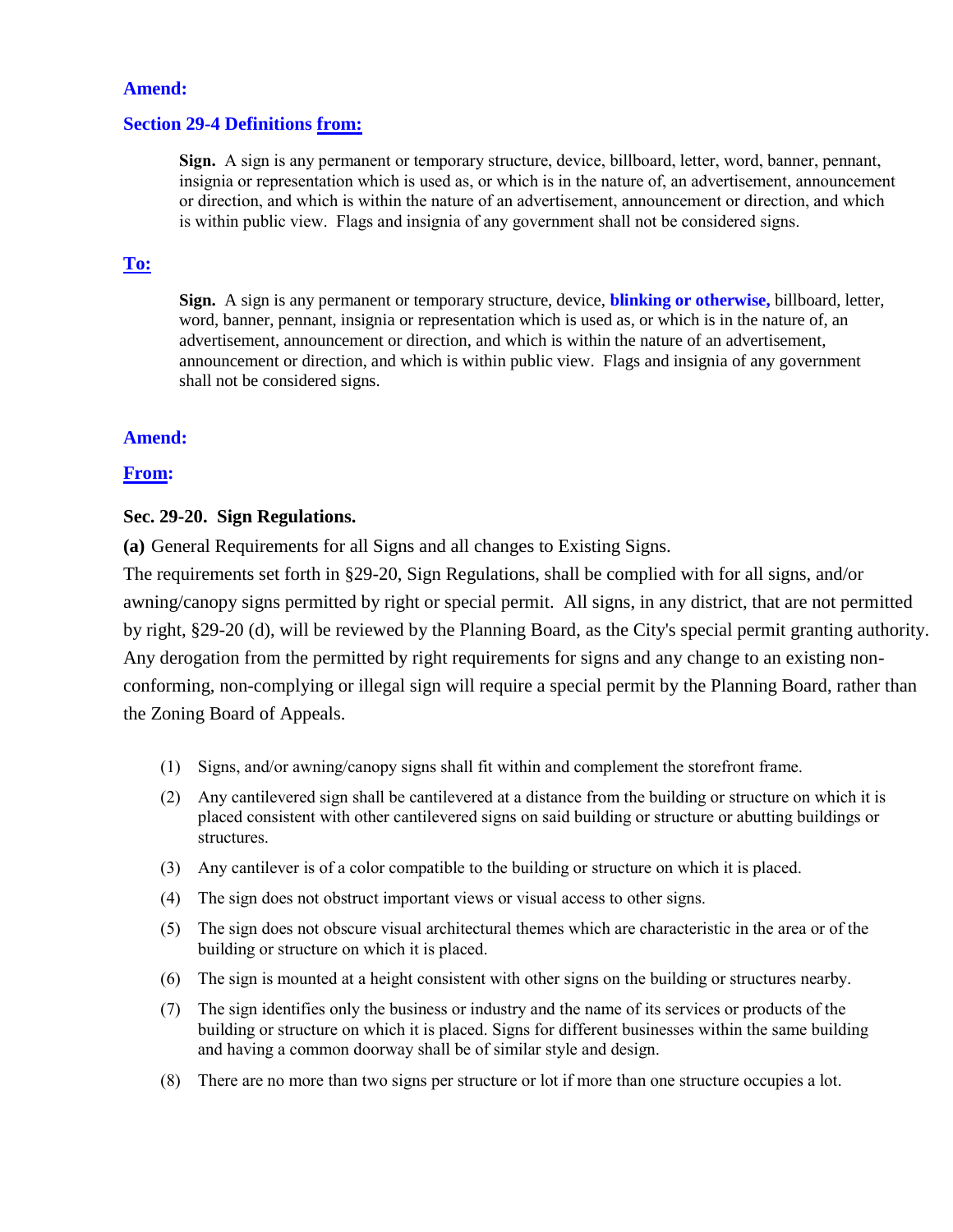**Amend:**

**Section 29-4 Definitions from:**

> **Sign.** A sign is any permanent or temporary structure, device, billboard, letter, word, banner, pennant, insignia or representation which is used as, or which is in the nature of, an advertisement, announcement or direction, and which is within the nature of an advertisement, announcement or direction, and which is within public view. Flags and insignia of any government shall not be considered signs.

**To:**

> **Sign.** A sign is any permanent or temporary structure, device, **blinking or otherwise,** billboard, letter, word, banner, pennant, insignia or representation which is used as, or which is in the nature of, an advertisement, announcement or direction, and which is within the nature of an advertisement, announcement or direction, and which is within public view. Flags and insignia of any government shall not be considered signs.

**Amend:**

**From:**

**Sec. 29-20. Sign Regulations.**

**(a)** General Requirements for all Signs and all changes to Existing Signs.

The requirements set forth in §29-20, Sign Regulations, shall be complied with for all signs, and/or awning/canopy signs permitted by right or special permit. All signs, in any district, that are not permitted by right, §29-20 (d), will be reviewed by the Planning Board, as the City's special permit granting authority. Any derogation from the permitted by right requirements for signs and any change to an existing non-conforming, non-complying or illegal sign will require a special permit by the Planning Board, rather than the Zoning Board of Appeals.

(1) Signs, and/or awning/canopy signs shall fit within and complement the storefront frame.

(2) Any cantilevered sign shall be cantilevered at a distance from the building or structure on which it is placed consistent with other cantilevered signs on said building or structure or abutting buildings or structures.

(3) Any cantilever is of a color compatible to the building or structure on which it is placed.

(4) The sign does not obstruct important views or visual access to other signs.

(5) The sign does not obscure visual architectural themes which are characteristic in the area or of the building or structure on which it is placed.

(6) The sign is mounted at a height consistent with other signs on the building or structures nearby.

(7) The sign identifies only the business or industry and the name of its services or products of the building or structure on which it is placed. Signs for different businesses within the same building and having a common doorway shall be of similar style and design.

(8) There are no more than two signs per structure or lot if more than one structure occupies a lot.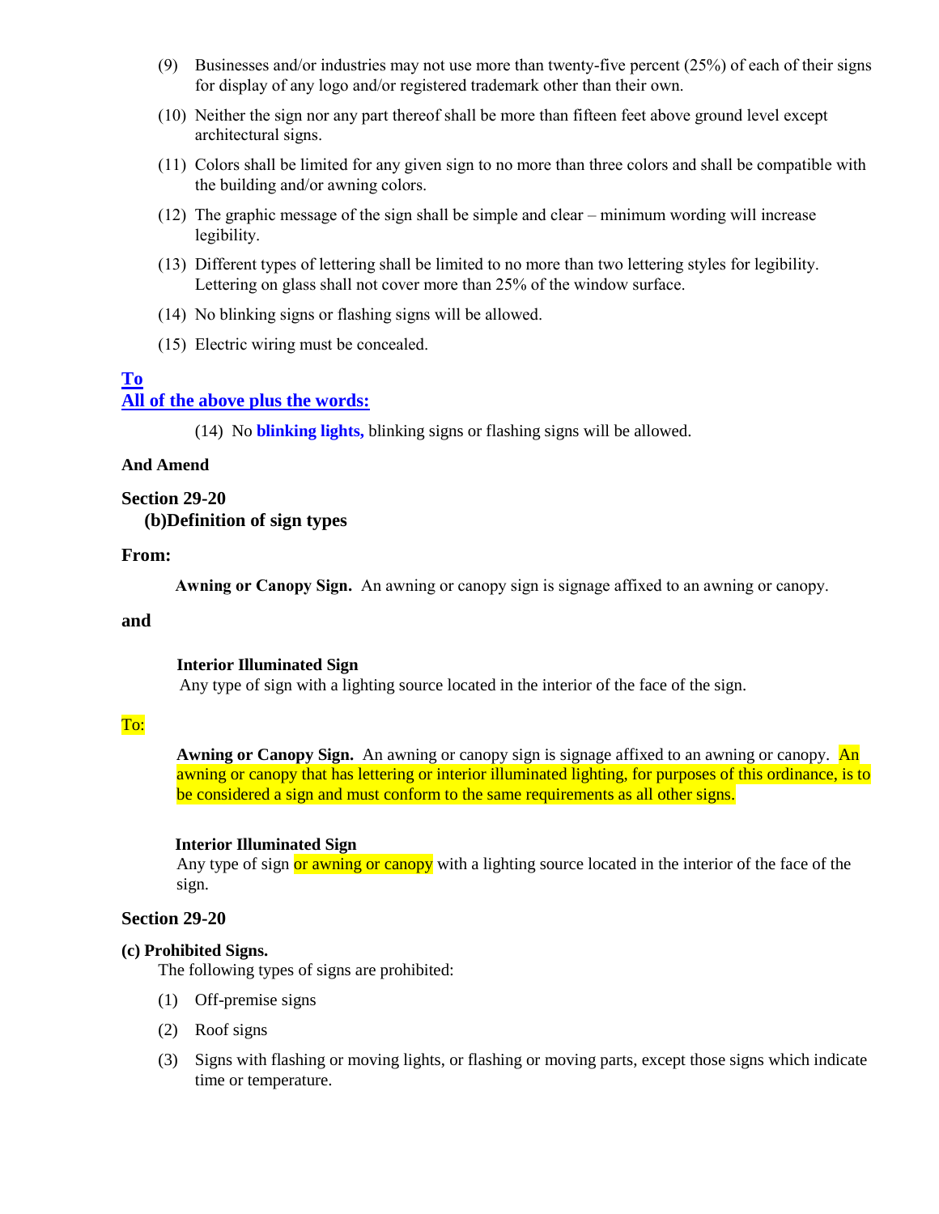(9) Businesses and/or industries may not use more than twenty-five percent (25%) of each of their signs for display of any logo and/or registered trademark other than their own.

(10) Neither the sign nor any part thereof shall be more than fifteen feet above ground level except architectural signs.

(11) Colors shall be limited for any given sign to no more than three colors and shall be compatible with the building and/or awning colors.

(12) The graphic message of the sign shall be simple and clear – minimum wording will increase legibility.

(13) Different types of lettering shall be limited to no more than two lettering styles for legibility. Lettering on glass shall not cover more than 25% of the window surface.

(14) No blinking signs or flashing signs will be allowed.

(15) Electric wiring must be concealed.

**To**
**All of the above plus the words:**

(14) No **blinking lights,** blinking signs or flashing signs will be allowed.

**And Amend**

**Section 29-20**
**(b)Definition of sign types**

**From:**

**Awning or Canopy Sign.** An awning or canopy sign is signage affixed to an awning or canopy.

**and**

**Interior Illuminated Sign**
Any type of sign with a lighting source located in the interior of the face of the sign.

To:

**Awning or Canopy Sign.** An awning or canopy sign is signage affixed to an awning or canopy. An awning or canopy that has lettering or interior illuminated lighting, for purposes of this ordinance, is to be considered a sign and must conform to the same requirements as all other signs.

**Interior Illuminated Sign**
Any type of sign or awning or canopy with a lighting source located in the interior of the face of the sign.

**Section 29-20**

**(c) Prohibited Signs.**
The following types of signs are prohibited:

(1) Off-premise signs

(2) Roof signs

(3) Signs with flashing or moving lights, or flashing or moving parts, except those signs which indicate time or temperature.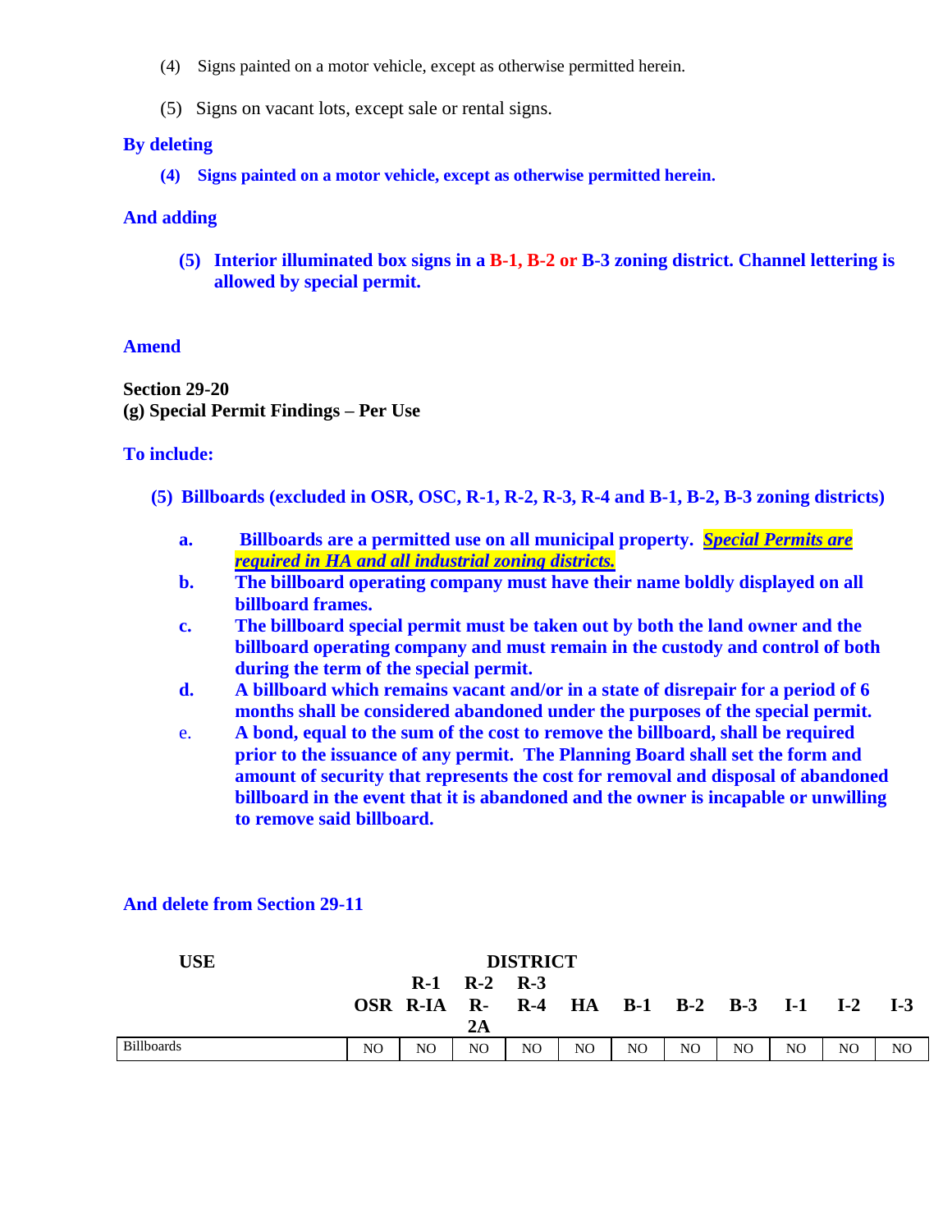(4) Signs painted on a motor vehicle, except as otherwise permitted herein.

(5) Signs on vacant lots, except sale or rental signs.

**By deleting**

**(4) Signs painted on a motor vehicle, except as otherwise permitted herein.**

**And adding**

**(5) Interior illuminated box signs in a B-1, B-2 or B-3 zoning district. Channel lettering is allowed by special permit.**

**Amend**

**Section 29-20**
**(g) Special Permit Findings – Per Use**

**To include:**

**(5) Billboards (excluded in OSR, OSC, R-1, R-2, R-3, R-4 and B-1, B-2, B-3 zoning districts)**

- **a.** **Billboards are a permitted use on all municipal property.** ***Special Permits are required in HA and all industrial zoning districts.***
- **b.** **The billboard operating company must have their name boldly displayed on all billboard frames.**
- **c.** **The billboard special permit must be taken out by both the land owner and the billboard operating company and must remain in the custody and control of both during the term of the special permit.**
- **d.** **A billboard which remains vacant and/or in a state of disrepair for a period of 6 months shall be considered abandoned under the purposes of the special permit.**
- e. **A bond, equal to the sum of the cost to remove the billboard, shall be required prior to the issuance of any permit. The Planning Board shall set the form and amount of security that represents the cost for removal and disposal of abandoned billboard in the event that it is abandoned and the owner is incapable or unwilling to remove said billboard.**

**And delete from Section 29-11**

| **USE** | **DISTRICT** | | | | | | | | | | |
|---|---|---|---|---|---|---|---|---|---|---|---|
| | | **R-1** | **R-2** | **R-3** | | | | | | | |
| | **OSR** | **R-IA** | **R-2A** | **R-4** | **HA** | **B-1** | **B-2** | **B-3** | **I-1** | **I-2** | **I-3** |
| Billboards | NO | NO | NO | NO | NO | NO | NO | NO | NO | NO | NO |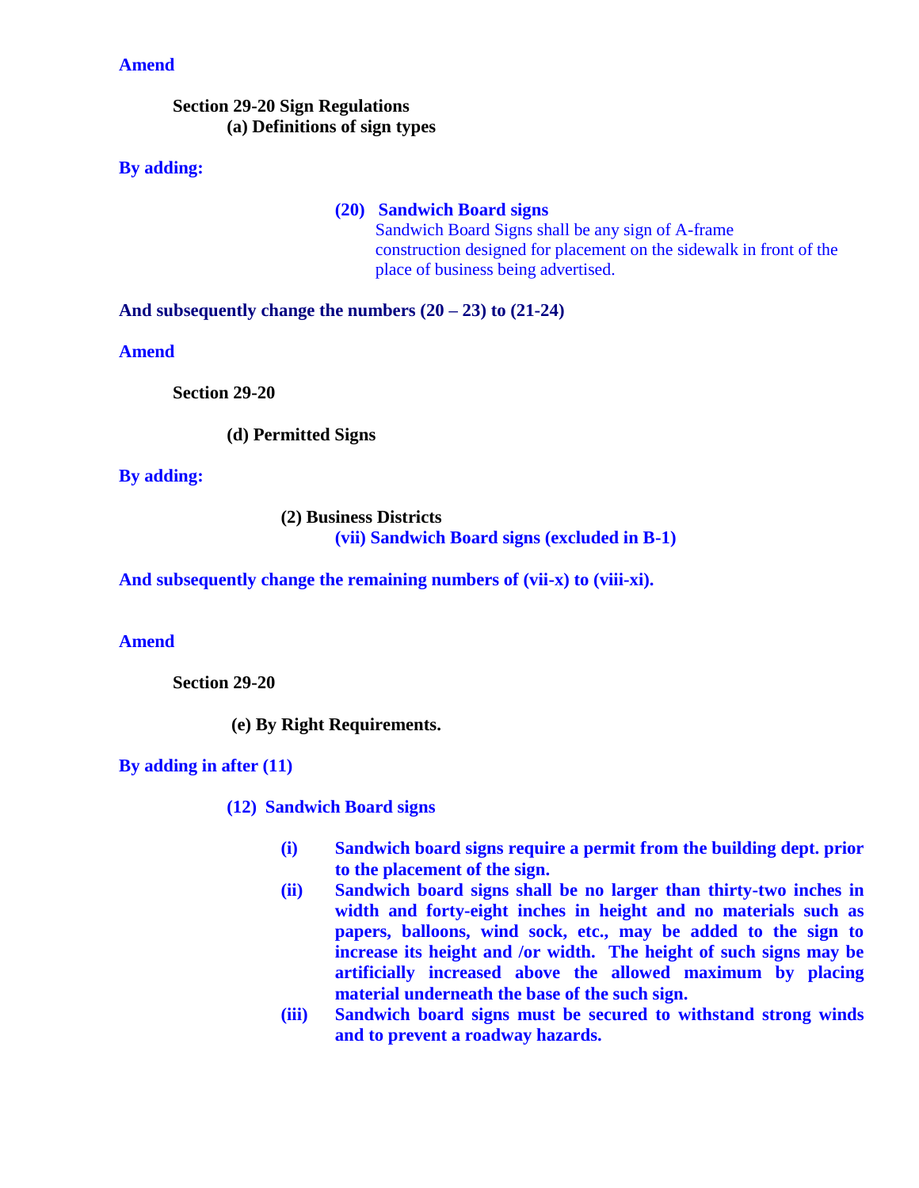**Amend**

**Section 29-20 Sign Regulations**
**(a) Definitions of sign types**

**By adding:**

**(20) Sandwich Board signs**
Sandwich Board Signs shall be any sign of A-frame construction designed for placement on the sidewalk in front of the place of business being advertised.

**And subsequently change the numbers (20 – 23) to (21-24)**

**Amend**

**Section 29-20**

**(d) Permitted Signs**

**By adding:**

**(2) Business Districts**
**(vii) Sandwich Board signs (excluded in B-1)**

**And subsequently change the remaining numbers of (vii-x) to (viii-xi).**

**Amend**

**Section 29-20**

**(e) By Right Requirements.**

**By adding in after (11)**

**(12) Sandwich Board signs**

- **(i)** **Sandwich board signs require a permit from the building dept. prior to the placement of the sign.**
- **(ii)** **Sandwich board signs shall be no larger than thirty-two inches in width and forty-eight inches in height and no materials such as papers, balloons, wind sock, etc., may be added to the sign to increase its height and /or width. The height of such signs may be artificially increased above the allowed maximum by placing material underneath the base of the such sign.**
- **(iii)** **Sandwich board signs must be secured to withstand strong winds and to prevent a roadway hazards.**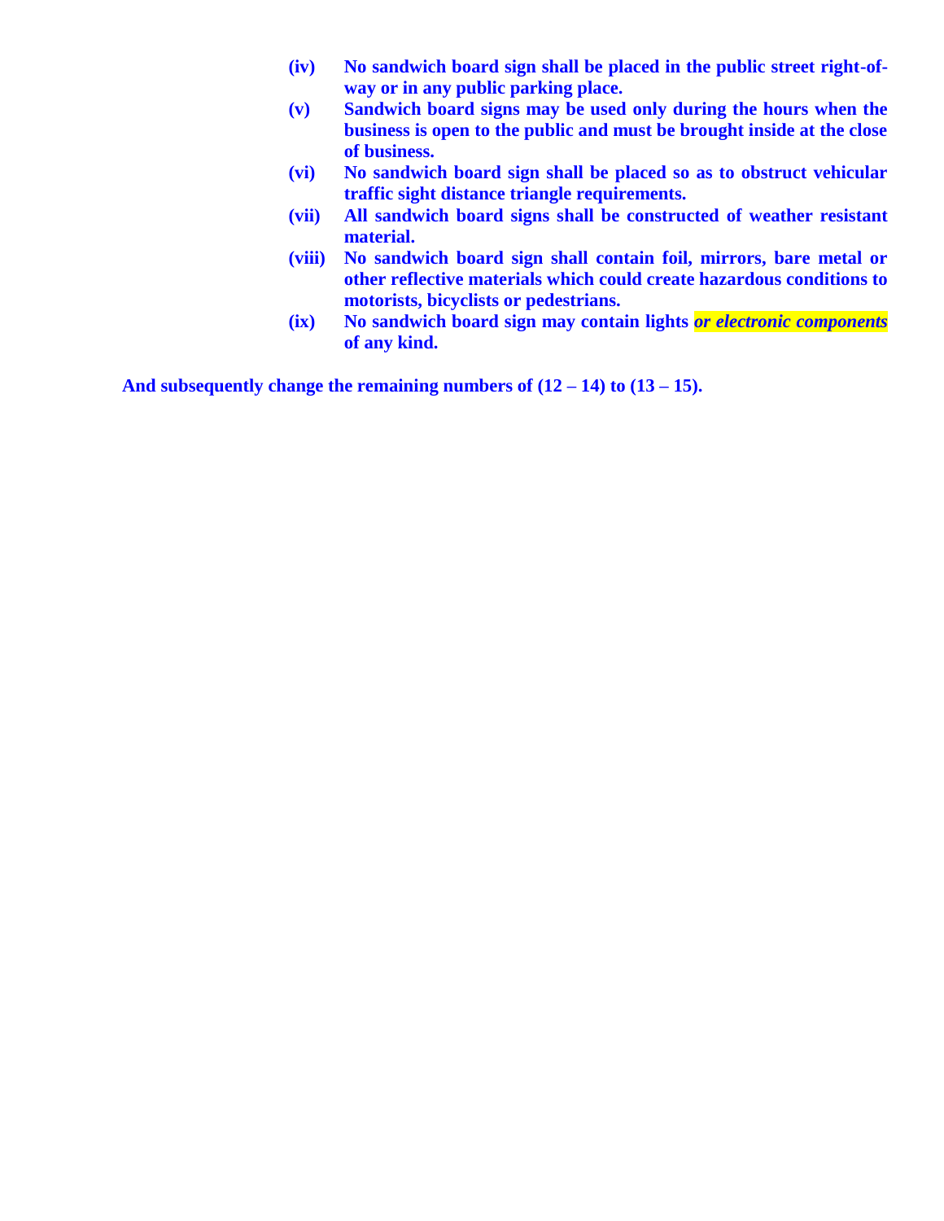- **(iv)** **No sandwich board sign shall be placed in the public street right-of-way or in any public parking place.**
- **(v)** **Sandwich board signs may be used only during the hours when the business is open to the public and must be brought inside at the close of business.**
- **(vi)** **No sandwich board sign shall be placed so as to obstruct vehicular traffic sight distance triangle requirements.**
- **(vii)** **All sandwich board signs shall be constructed of weather resistant material.**
- **(viii)** **No sandwich board sign shall contain foil, mirrors, bare metal or other reflective materials which could create hazardous conditions to motorists, bicyclists or pedestrians.**
- **(ix)** **No sandwich board sign may contain lights *or electronic components* of any kind.**

**And subsequently change the remaining numbers of (12 – 14) to (13 – 15).**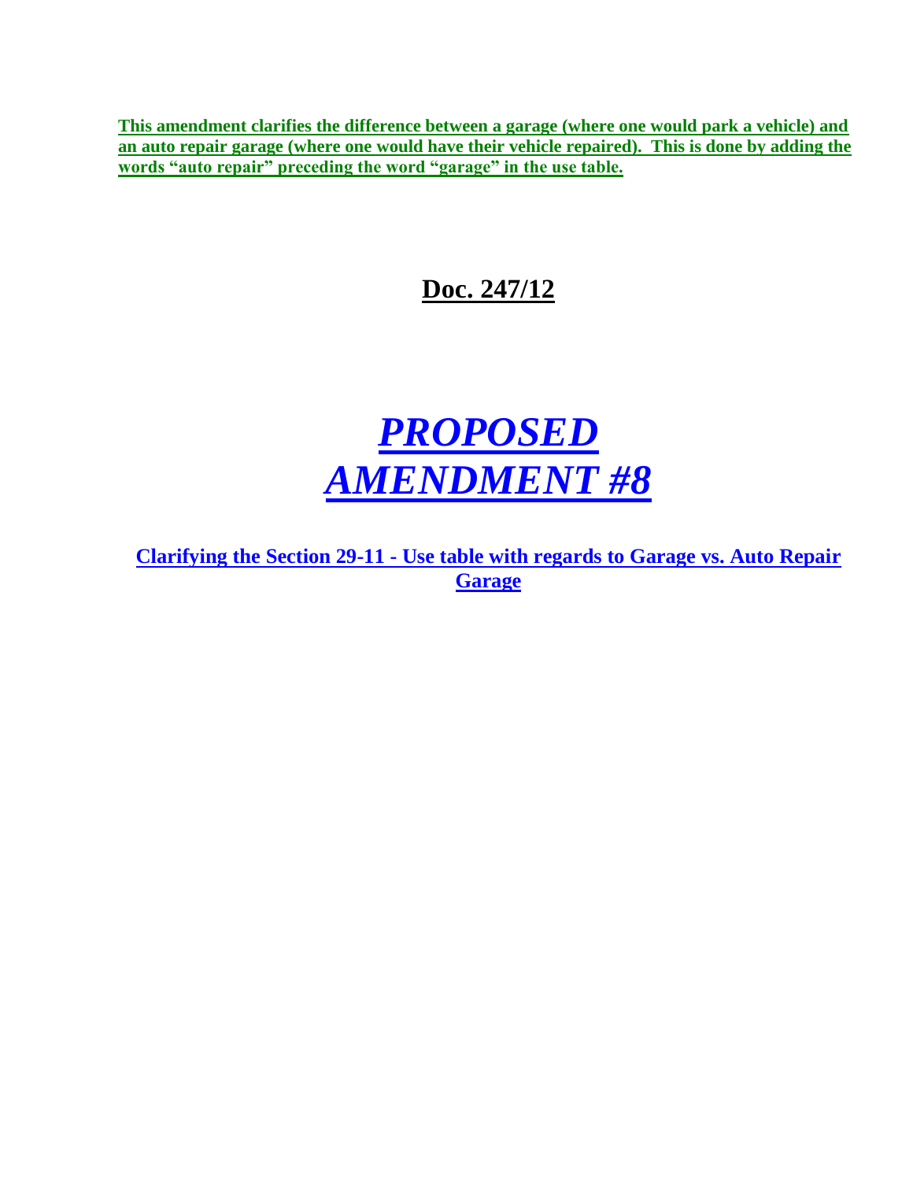**This amendment clarifies the difference between a garage (where one would park a vehicle) and an auto repair garage (where one would have their vehicle repaired). This is done by adding the words "auto repair" preceding the word "garage" in the use table.**

## Doc. 247/12

# *PROPOSED AMENDMENT #8*

**Clarifying the Section 29-11 - Use table with regards to Garage vs. Auto Repair Garage**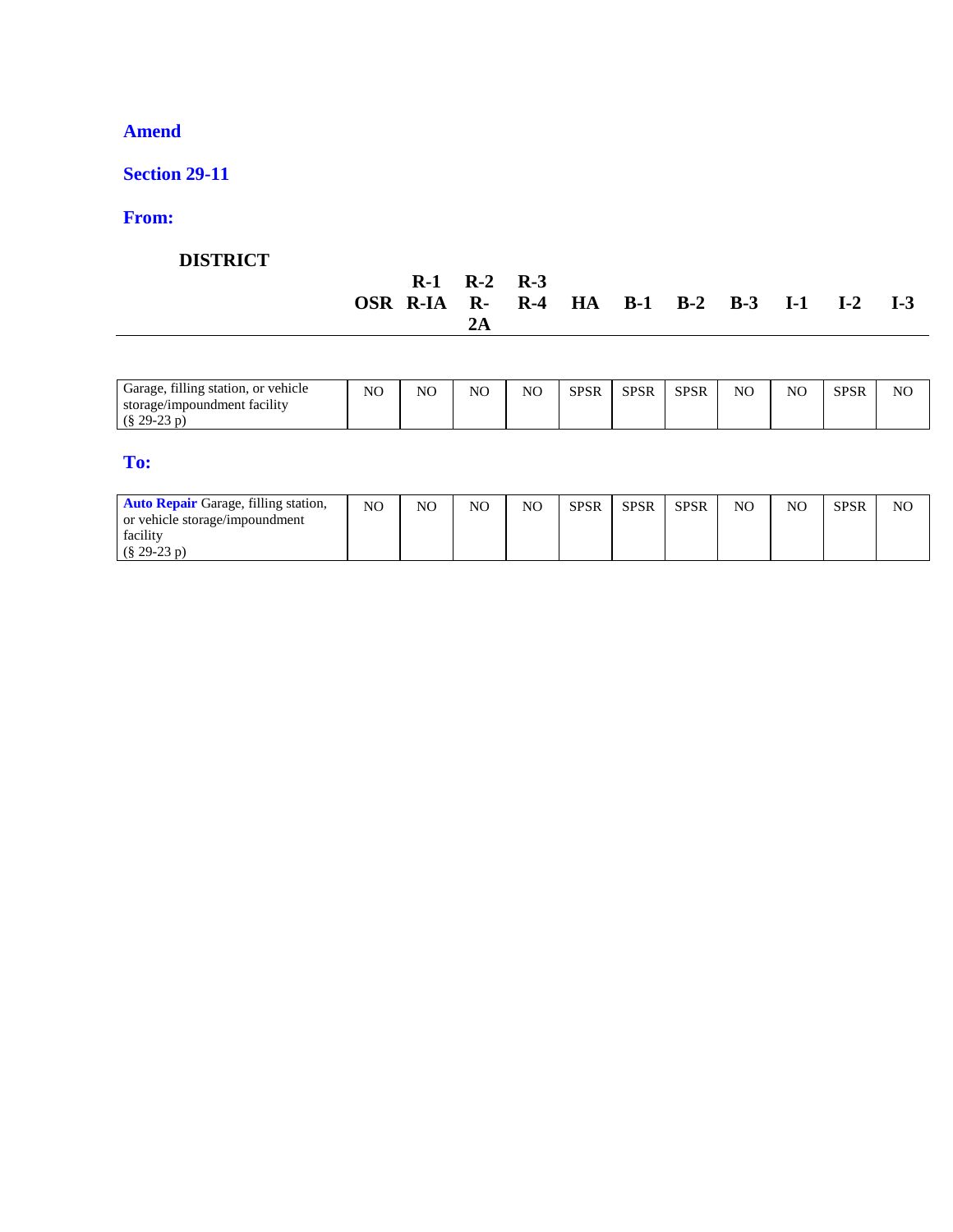**Amend**

**Section 29-11**

**From:**

| DISTRICT | OSR | R-1 R-IA | R-2 R-2A | R-3 R-4 | HA | B-1 | B-2 | B-3 | I-1 | I-2 | I-3 |
|---|---|---|---|---|---|---|---|---|---|---|---|
| Garage, filling station, or vehicle storage/impoundment facility (§ 29-23 p) | NO | NO | NO | NO | SPSR | SPSR | SPSR | NO | NO | SPSR | NO |

**To:**

| DISTRICT | OSR | R-1 R-IA | R-2 R-2A | R-3 R-4 | HA | B-1 | B-2 | B-3 | I-1 | I-2 | I-3 |
|---|---|---|---|---|---|---|---|---|---|---|---|
| **Auto Repair** Garage, filling station, or vehicle storage/impoundment facility (§ 29-23 p) | NO | NO | NO | NO | SPSR | SPSR | SPSR | NO | NO | SPSR | NO |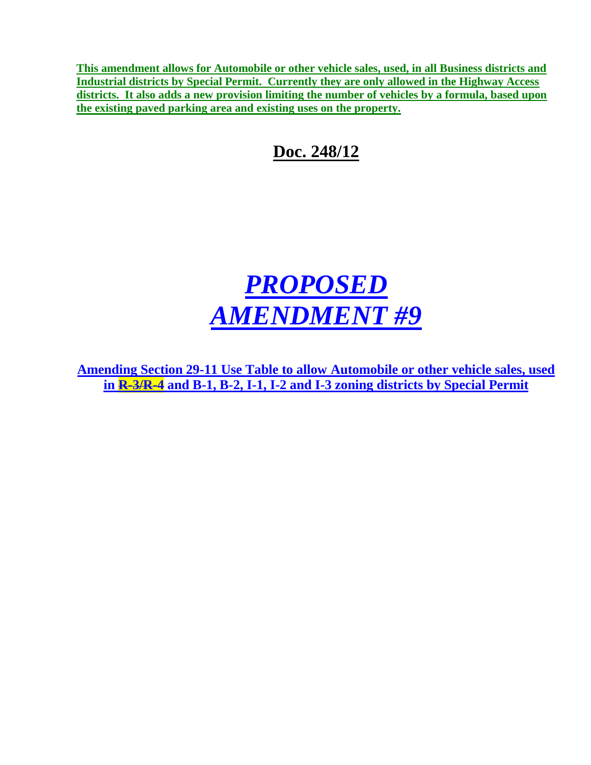**This amendment allows for Automobile or other vehicle sales, used, in all Business districts and Industrial districts by Special Permit. Currently they are only allowed in the Highway Access districts. It also adds a new provision limiting the number of vehicles by a formula, based upon the existing paved parking area and existing uses on the property.**

## Doc. 248/12

# *PROPOSED AMENDMENT #9*

**Amending Section 29-11 Use Table to allow Automobile or other vehicle sales, used in ~~R-3/R-4~~ and B-1, B-2, I-1, I-2 and I-3 zoning districts by Special Permit**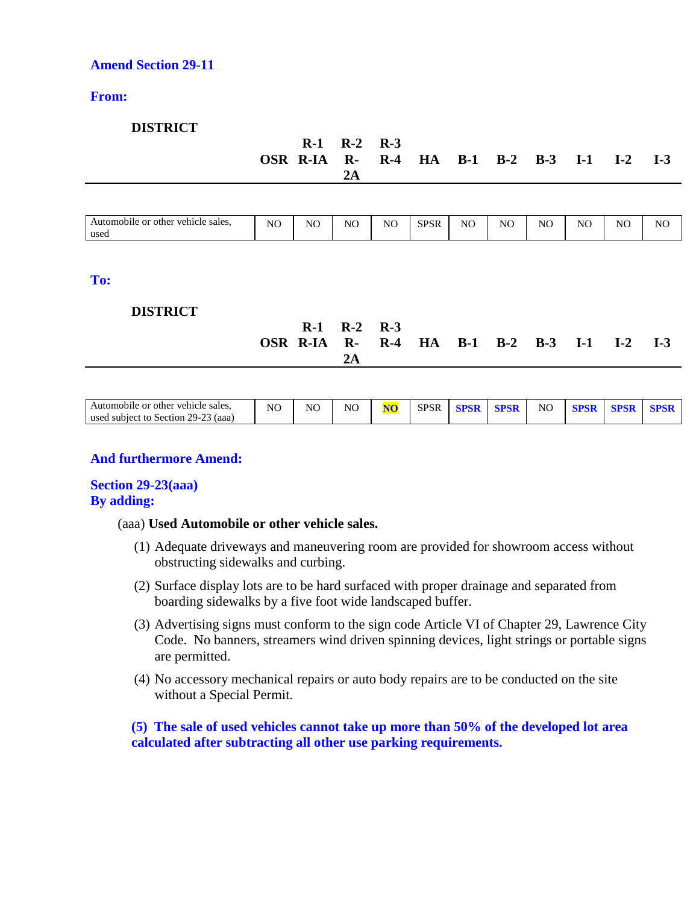**Amend Section 29-11**

**From:**

| DISTRICT | OSR | R-1 R-IA | R-2 R-2A | R-3 R-4 | HA | B-1 | B-2 | B-3 | I-1 | I-2 | I-3 |
|---|---|---|---|---|---|---|---|---|---|---|---|
| Automobile or other vehicle sales, used | NO | NO | NO | NO | SPSR | NO | NO | NO | NO | NO | NO |

**To:**

| DISTRICT | OSR | R-1 R-IA | R-2 R-2A | R-3 R-4 | HA | B-1 | B-2 | B-3 | I-1 | I-2 | I-3 |
|---|---|---|---|---|---|---|---|---|---|---|---|
| Automobile or other vehicle sales, used subject to Section 29-23 (aaa) | NO | NO | NO | **NO** | SPSR | **SPSR** | **SPSR** | NO | **SPSR** | **SPSR** | **SPSR** |

**And furthermore Amend:**

**Section 29-23(aaa)**
**By adding:**

(aaa) **Used Automobile or other vehicle sales.**

(1) Adequate driveways and maneuvering room are provided for showroom access without obstructing sidewalks and curbing.

(2) Surface display lots are to be hard surfaced with proper drainage and separated from boarding sidewalks by a five foot wide landscaped buffer.

(3) Advertising signs must conform to the sign code Article VI of Chapter 29, Lawrence City Code. No banners, streamers wind driven spinning devices, light strings or portable signs are permitted.

(4) No accessory mechanical repairs or auto body repairs are to be conducted on the site without a Special Permit.

**(5) The sale of used vehicles cannot take up more than 50% of the developed lot area calculated after subtracting all other use parking requirements.**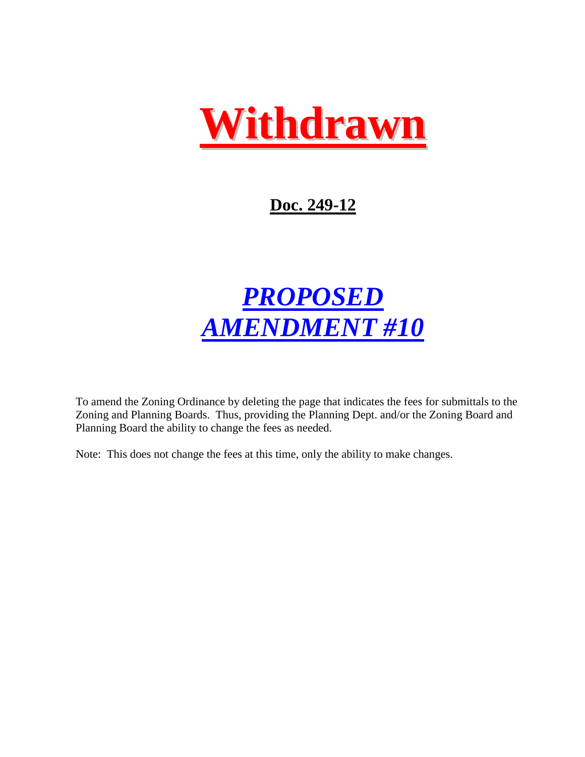# **Withdrawn**

## **Doc. 249-12**

## ***PROPOSED AMENDMENT #10***

To amend the Zoning Ordinance by deleting the page that indicates the fees for submittals to the Zoning and Planning Boards. Thus, providing the Planning Dept. and/or the Zoning Board and Planning Board the ability to change the fees as needed.

Note: This does not change the fees at this time, only the ability to make changes.